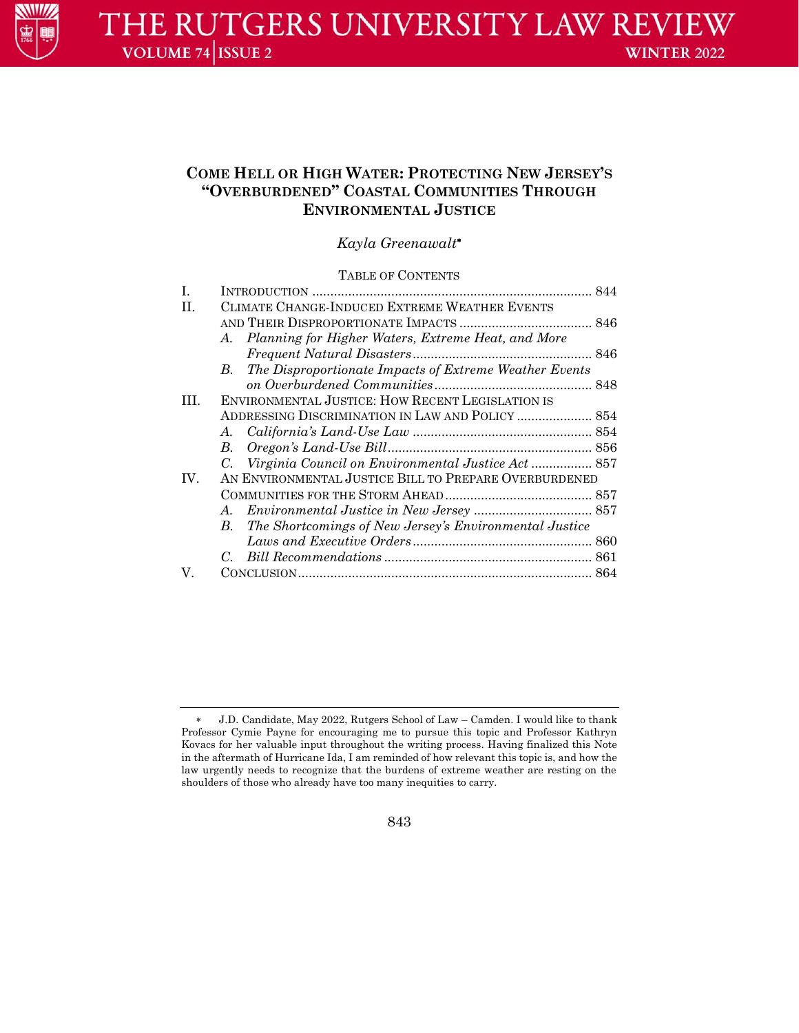# COME HELL OR HIGH WATER: PROTECTING NEW JERSEY'S "OVERBURDENED" COASTAL COMMUNITIES THROUGH ENVIRONMENTAL JUSTICE

*Kayla Greenawalt*[*]

TABLE OF CONTENTS

| | | |
|---|---|---|
| I. | INTRODUCTION | 844 |
| II. | CLIMATE CHANGE-INDUCED EXTREME WEATHER EVENTS AND THEIR DISPROPORTIONATE IMPACTS | 846 |
| | *A. Planning for Higher Waters, Extreme Heat, and More Frequent Natural Disasters* | 846 |
| | *B. The Disproportionate Impacts of Extreme Weather Events on Overburdened Communities* | 848 |
| III. | ENVIRONMENTAL JUSTICE: HOW RECENT LEGISLATION IS ADDRESSING DISCRIMINATION IN LAW AND POLICY | 854 |
| | *A. California's Land-Use Law* | 854 |
| | *B. Oregon's Land-Use Bill* | 856 |
| | *C. Virginia Council on Environmental Justice Act* | 857 |
| IV. | AN ENVIRONMENTAL JUSTICE BILL TO PREPARE OVERBURDENED COMMUNITIES FOR THE STORM AHEAD | 857 |
| | *A. Environmental Justice in New Jersey* | 857 |
| | *B. The Shortcomings of New Jersey's Environmental Justice Laws and Executive Orders* | 860 |
| | *C. Bill Recommendations* | 861 |
| V. | CONCLUSION | 864 |

---

[*] J.D. Candidate, May 2022, Rutgers School of Law – Camden. I would like to thank Professor Cymie Payne for encouraging me to pursue this topic and Professor Kathryn Kovacs for her valuable input throughout the writing process. Having finalized this Note in the aftermath of Hurricane Ida, I am reminded of how relevant this topic is, and how the law urgently needs to recognize that the burdens of extreme weather are resting on the shoulders of those who already have too many inequities to carry.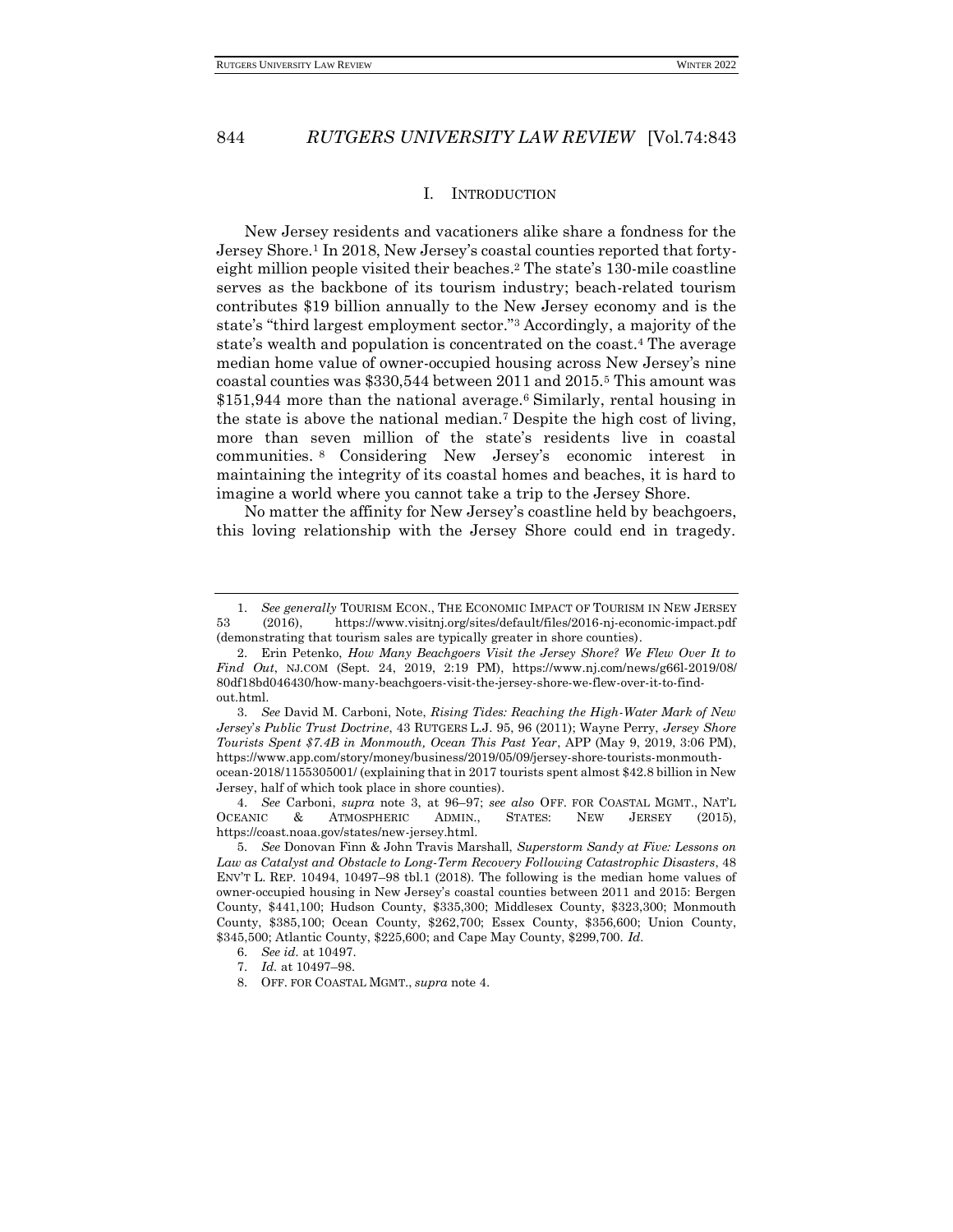## I. INTRODUCTION

New Jersey residents and vacationers alike share a fondness for the Jersey Shore.[1] In 2018, New Jersey's coastal counties reported that forty-eight million people visited their beaches.[2] The state's 130-mile coastline serves as the backbone of its tourism industry; beach-related tourism contributes $19 billion annually to the New Jersey economy and is the state's "third largest employment sector."[3] Accordingly, a majority of the state's wealth and population is concentrated on the coast.[4] The average median home value of owner-occupied housing across New Jersey's nine coastal counties was $330,544 between 2011 and 2015.[5] This amount was $151,944 more than the national average.[6] Similarly, rental housing in the state is above the national median.[7] Despite the high cost of living, more than seven million of the state's residents live in coastal communities.[8] Considering New Jersey's economic interest in maintaining the integrity of its coastal homes and beaches, it is hard to imagine a world where you cannot take a trip to the Jersey Shore.

No matter the affinity for New Jersey's coastline held by beachgoers, this loving relationship with the Jersey Shore could end in tragedy.

---

1. *See generally* TOURISM ECON., THE ECONOMIC IMPACT OF TOURISM IN NEW JERSEY 53 (2016), https://www.visitnj.org/sites/default/files/2016-nj-economic-impact.pdf (demonstrating that tourism sales are typically greater in shore counties).

2. Erin Petenko, *How Many Beachgoers Visit the Jersey Shore? We Flew Over It to Find Out*, NJ.COM (Sept. 24, 2019, 2:19 PM), https://www.nj.com/news/g66l-2019/08/80df18bd046430/how-many-beachgoers-visit-the-jersey-shore-we-flew-over-it-to-find-out.html.

3. *See* David M. Carboni, Note, *Rising Tides: Reaching the High-Water Mark of New Jersey's Public Trust Doctrine*, 43 RUTGERS L.J. 95, 96 (2011); Wayne Perry, *Jersey Shore Tourists Spent $7.4B in Monmouth, Ocean This Past Year*, APP (May 9, 2019, 3:06 PM), https://www.app.com/story/money/business/2019/05/09/jersey-shore-tourists-monmouth-ocean-2018/1155305001/ (explaining that in 2017 tourists spent almost $42.8 billion in New Jersey, half of which took place in shore counties).

4. *See* Carboni, *supra* note 3, at 96–97; *see also* OFF. FOR COASTAL MGMT., NAT'L OCEANIC & ATMOSPHERIC ADMIN., STATES: NEW JERSEY (2015), https://coast.noaa.gov/states/new-jersey.html.

5. *See* Donovan Finn & John Travis Marshall, *Superstorm Sandy at Five: Lessons on Law as Catalyst and Obstacle to Long-Term Recovery Following Catastrophic Disasters*, 48 ENV'T L. REP. 10494, 10497–98 tbl.1 (2018). The following is the median home values of owner-occupied housing in New Jersey's coastal counties between 2011 and 2015: Bergen County, $441,100; Hudson County, $335,300; Middlesex County, $323,300; Monmouth County, $385,100; Ocean County, $262,700; Essex County, $356,600; Union County, $345,500; Atlantic County, $225,600; and Cape May County, $299,700. *Id.*

6. *See id.* at 10497.

7. *Id.* at 10497–98.

8. OFF. FOR COASTAL MGMT., *supra* note 4.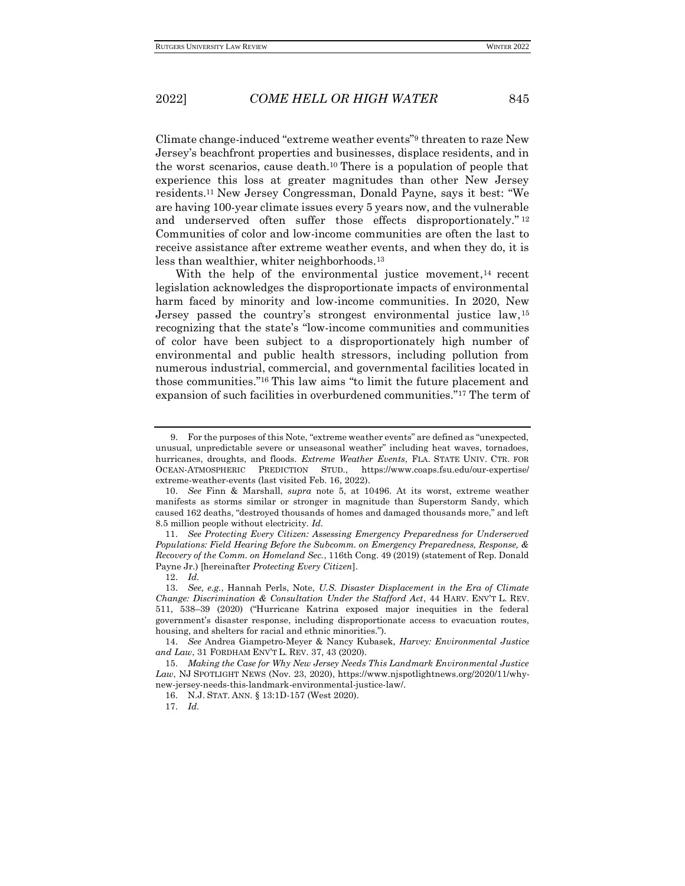Climate change-induced "extreme weather events"[9] threaten to raze New Jersey's beachfront properties and businesses, displace residents, and in the worst scenarios, cause death.[10] There is a population of people that experience this loss at greater magnitudes than other New Jersey residents.[11] New Jersey Congressman, Donald Payne, says it best: "We are having 100-year climate issues every 5 years now, and the vulnerable and underserved often suffer those effects disproportionately."[12] Communities of color and low-income communities are often the last to receive assistance after extreme weather events, and when they do, it is less than wealthier, whiter neighborhoods.[13]

With the help of the environmental justice movement,[14] recent legislation acknowledges the disproportionate impacts of environmental harm faced by minority and low-income communities. In 2020, New Jersey passed the country's strongest environmental justice law,[15] recognizing that the state's "low-income communities and communities of color have been subject to a disproportionately high number of environmental and public health stressors, including pollution from numerous industrial, commercial, and governmental facilities located in those communities."[16] This law aims "to limit the future placement and expansion of such facilities in overburdened communities."[17] The term of

---

9. For the purposes of this Note, "extreme weather events" are defined as "unexpected, unusual, unpredictable severe or unseasonal weather" including heat waves, tornadoes, hurricanes, droughts, and floods. *Extreme Weather Events*, FLA. STATE UNIV. CTR. FOR OCEAN-ATMOSPHERIC PREDICTION STUD., https://www.coaps.fsu.edu/our-expertise/extreme-weather-events (last visited Feb. 16, 2022).

10. *See* Finn & Marshall, *supra* note 5, at 10496. At its worst, extreme weather manifests as storms similar or stronger in magnitude than Superstorm Sandy, which caused 162 deaths, "destroyed thousands of homes and damaged thousands more," and left 8.5 million people without electricity. *Id.*

11. *See Protecting Every Citizen: Assessing Emergency Preparedness for Underserved Populations: Field Hearing Before the Subcomm. on Emergency Preparedness, Response, & Recovery of the Comm. on Homeland Sec.*, 116th Cong. 49 (2019) (statement of Rep. Donald Payne Jr.) [hereinafter *Protecting Every Citizen*].

12. *Id.*

13. *See, e.g.*, Hannah Perls, Note, *U.S. Disaster Displacement in the Era of Climate Change: Discrimination & Consultation Under the Stafford Act*, 44 HARV. ENV'T L. REV. 511, 538–39 (2020) ("Hurricane Katrina exposed major inequities in the federal government's disaster response, including disproportionate access to evacuation routes, housing, and shelters for racial and ethnic minorities.").

14. *See* Andrea Giampetro-Meyer & Nancy Kubasek, *Harvey: Environmental Justice and Law*, 31 FORDHAM ENV'T L. REV. 37, 43 (2020).

15. *Making the Case for Why New Jersey Needs This Landmark Environmental Justice Law*, NJ SPOTLIGHT NEWS (Nov. 23, 2020), https://www.njspotlightnews.org/2020/11/why-new-jersey-needs-this-landmark-environmental-justice-law/.

16. N.J. STAT. ANN. § 13:1D-157 (West 2020).

17. *Id.*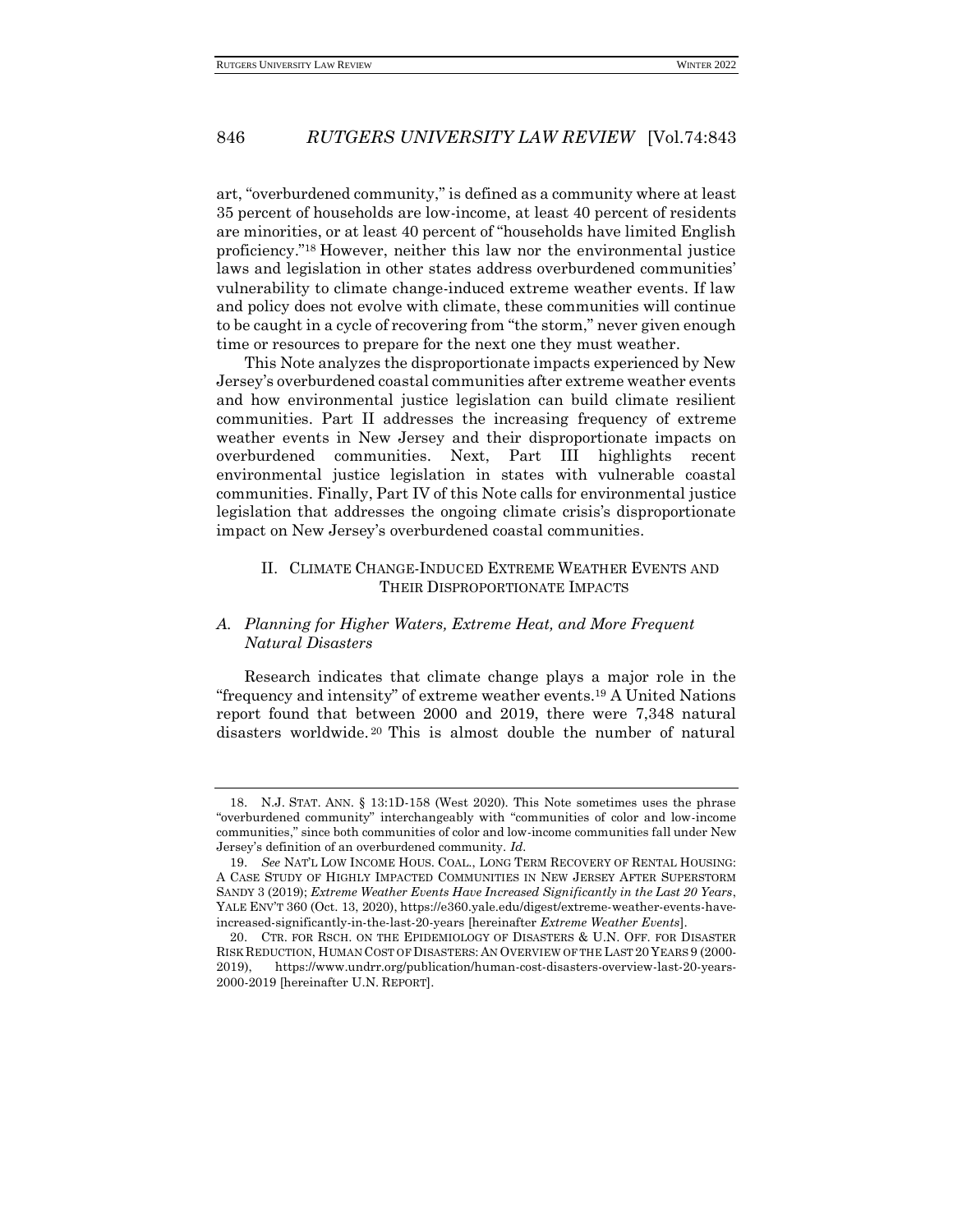art, "overburdened community," is defined as a community where at least 35 percent of households are low-income, at least 40 percent of residents are minorities, or at least 40 percent of "households have limited English proficiency."[18] However, neither this law nor the environmental justice laws and legislation in other states address overburdened communities' vulnerability to climate change-induced extreme weather events. If law and policy does not evolve with climate, these communities will continue to be caught in a cycle of recovering from "the storm," never given enough time or resources to prepare for the next one they must weather.

This Note analyzes the disproportionate impacts experienced by New Jersey's overburdened coastal communities after extreme weather events and how environmental justice legislation can build climate resilient communities. Part II addresses the increasing frequency of extreme weather events in New Jersey and their disproportionate impacts on overburdened communities. Next, Part III highlights recent environmental justice legislation in states with vulnerable coastal communities. Finally, Part IV of this Note calls for environmental justice legislation that addresses the ongoing climate crisis's disproportionate impact on New Jersey's overburdened coastal communities.

## II. CLIMATE CHANGE-INDUCED EXTREME WEATHER EVENTS AND THEIR DISPROPORTIONATE IMPACTS

### *A. Planning for Higher Waters, Extreme Heat, and More Frequent Natural Disasters*

Research indicates that climate change plays a major role in the "frequency and intensity" of extreme weather events.[19] A United Nations report found that between 2000 and 2019, there were 7,348 natural disasters worldwide.[20] This is almost double the number of natural

---

18. N.J. STAT. ANN. § 13:1D-158 (West 2020). This Note sometimes uses the phrase "overburdened community" interchangeably with "communities of color and low-income communities," since both communities of color and low-income communities fall under New Jersey's definition of an overburdened community. *Id.*

19. *See* NAT'L LOW INCOME HOUS. COAL., LONG TERM RECOVERY OF RENTAL HOUSING: A CASE STUDY OF HIGHLY IMPACTED COMMUNITIES IN NEW JERSEY AFTER SUPERSTORM SANDY 3 (2019); *Extreme Weather Events Have Increased Significantly in the Last 20 Years*, YALE ENV'T 360 (Oct. 13, 2020), https://e360.yale.edu/digest/extreme-weather-events-have-increased-significantly-in-the-last-20-years [hereinafter *Extreme Weather Events*].

20. CTR. FOR RSCH. ON THE EPIDEMIOLOGY OF DISASTERS & U.N. OFF. FOR DISASTER RISK REDUCTION, HUMAN COST OF DISASTERS: AN OVERVIEW OF THE LAST 20 YEARS 9 (2000-2019), https://www.undrr.org/publication/human-cost-disasters-overview-last-20-years-2000-2019 [hereinafter U.N. REPORT].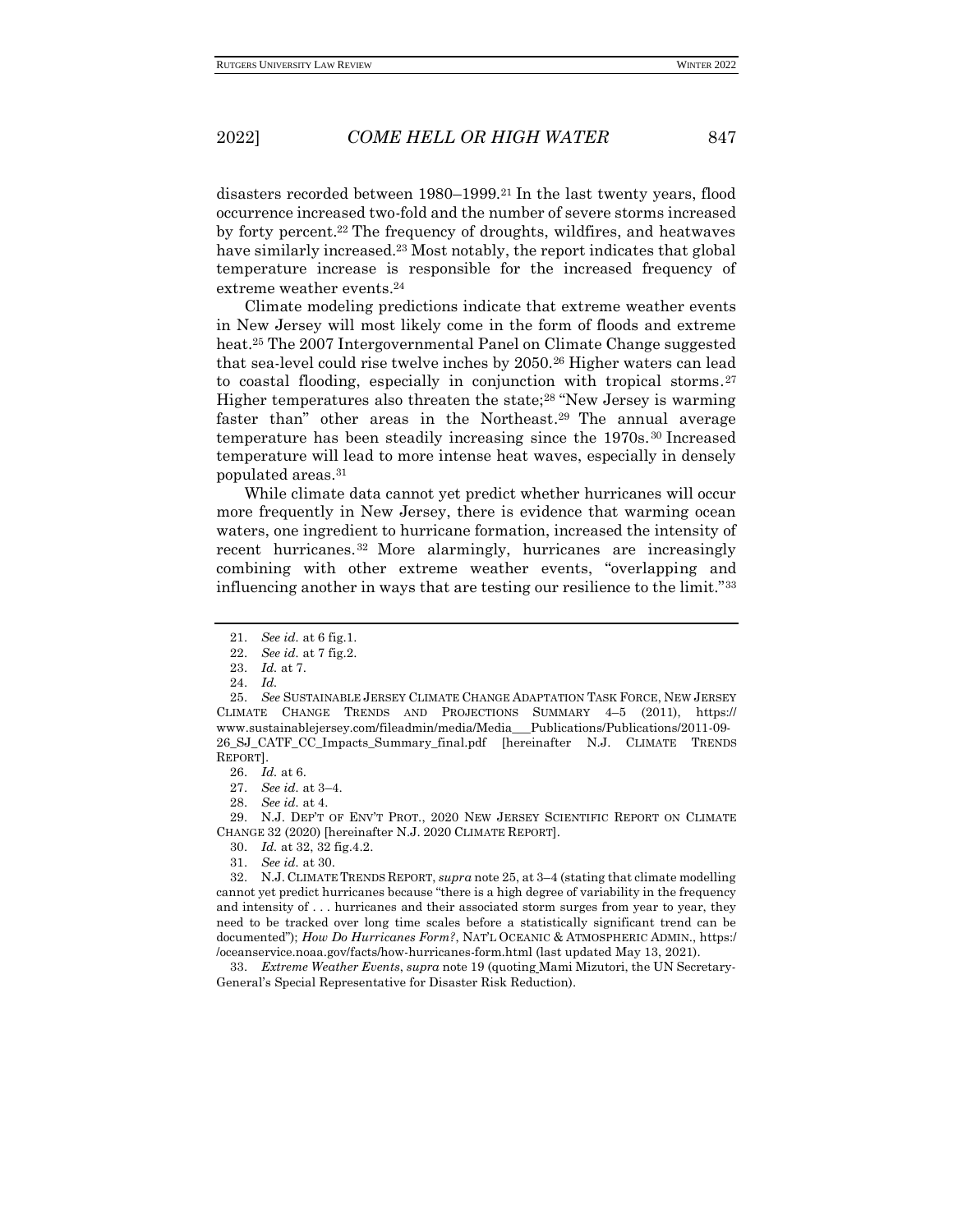disasters recorded between 1980–1999.[21] In the last twenty years, flood occurrence increased two-fold and the number of severe storms increased by forty percent.[22] The frequency of droughts, wildfires, and heatwaves have similarly increased.[23] Most notably, the report indicates that global temperature increase is responsible for the increased frequency of extreme weather events.[24]

Climate modeling predictions indicate that extreme weather events in New Jersey will most likely come in the form of floods and extreme heat.[25] The 2007 Intergovernmental Panel on Climate Change suggested that sea-level could rise twelve inches by 2050.[26] Higher waters can lead to coastal flooding, especially in conjunction with tropical storms.[27] Higher temperatures also threaten the state;[28] "New Jersey is warming faster than" other areas in the Northeast.[29] The annual average temperature has been steadily increasing since the 1970s.[30] Increased temperature will lead to more intense heat waves, especially in densely populated areas.[31]

While climate data cannot yet predict whether hurricanes will occur more frequently in New Jersey, there is evidence that warming ocean waters, one ingredient to hurricane formation, increased the intensity of recent hurricanes.[32] More alarmingly, hurricanes are increasingly combining with other extreme weather events, "overlapping and influencing another in ways that are testing our resilience to the limit."[33]

---

21. *See id.* at 6 fig.1.

22. *See id.* at 7 fig.2.

23. *Id.* at 7.

24. *Id.*

25. *See* SUSTAINABLE JERSEY CLIMATE CHANGE ADAPTATION TASK FORCE, NEW JERSEY CLIMATE CHANGE TRENDS AND PROJECTIONS SUMMARY 4–5 (2011), https://www.sustainablejersey.com/fileadmin/media/Media___Publications/Publications/2011-09-26_SJ_CATF_CC_Impacts_Summary_final.pdf [hereinafter N.J. CLIMATE TRENDS REPORT].

26. *Id.* at 6.

27. *See id.* at 3–4.

28. *See id.* at 4.

29. N.J. DEP'T OF ENV'T PROT., 2020 NEW JERSEY SCIENTIFIC REPORT ON CLIMATE CHANGE 32 (2020) [hereinafter N.J. 2020 CLIMATE REPORT].

30. *Id.* at 32, 32 fig.4.2.

31. *See id.* at 30.

32. N.J. CLIMATE TRENDS REPORT, *supra* note 25, at 3–4 (stating that climate modelling cannot yet predict hurricanes because "there is a high degree of variability in the frequency and intensity of . . . hurricanes and their associated storm surges from year to year, they need to be tracked over long time scales before a statistically significant trend can be documented"); *How Do Hurricanes Form?*, NAT'L OCEANIC & ATMOSPHERIC ADMIN., https://oceanservice.noaa.gov/facts/how-hurricanes-form.html (last updated May 13, 2021).

33. *Extreme Weather Events*, *supra* note 19 (quoting Mami Mizutori, the UN Secretary-General's Special Representative for Disaster Risk Reduction).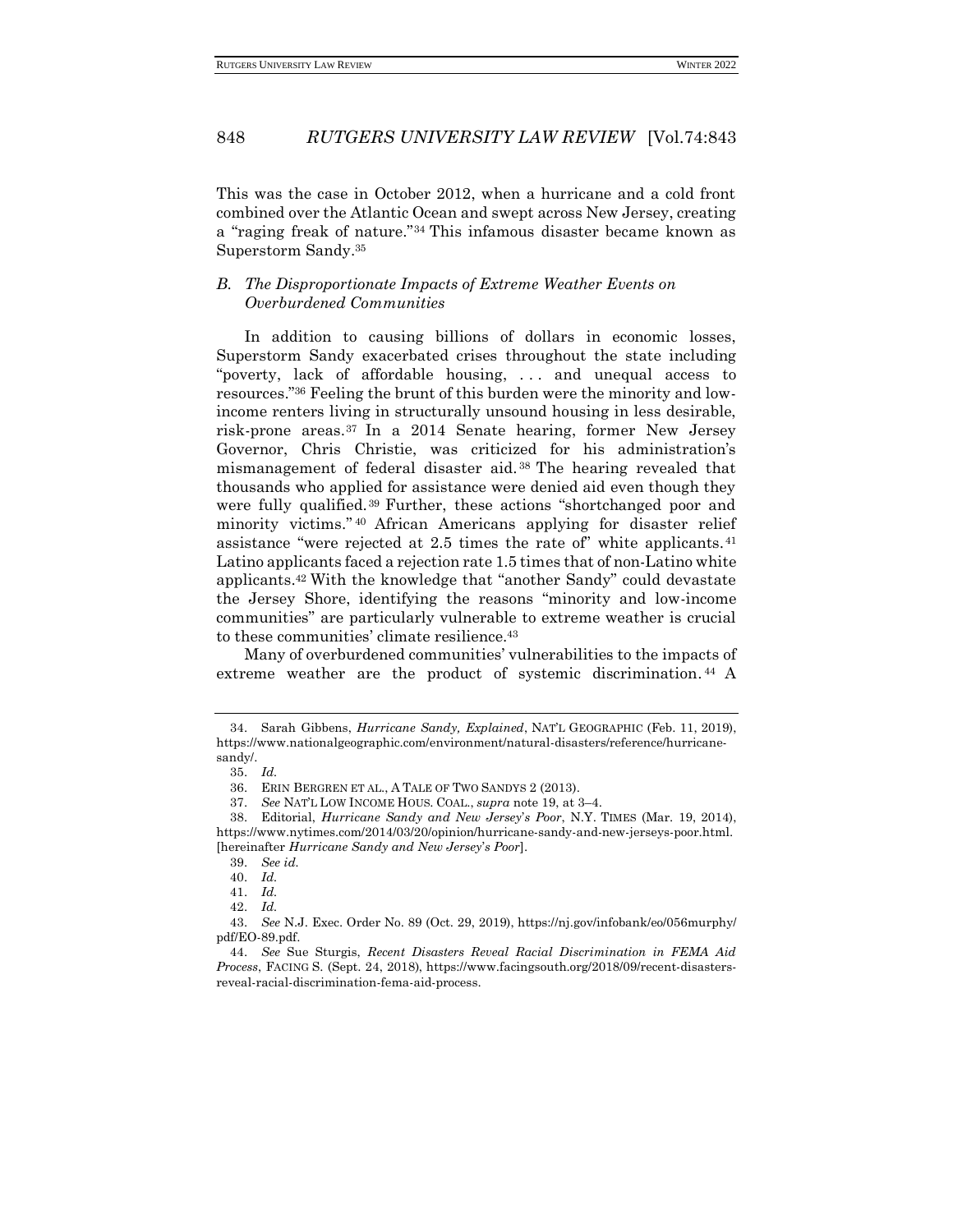This was the case in October 2012, when a hurricane and a cold front combined over the Atlantic Ocean and swept across New Jersey, creating a "raging freak of nature."[34] This infamous disaster became known as Superstorm Sandy.[35]

### *B. The Disproportionate Impacts of Extreme Weather Events on Overburdened Communities*

In addition to causing billions of dollars in economic losses, Superstorm Sandy exacerbated crises throughout the state including "poverty, lack of affordable housing, . . . and unequal access to resources."[36] Feeling the brunt of this burden were the minority and low-income renters living in structurally unsound housing in less desirable, risk-prone areas.[37] In a 2014 Senate hearing, former New Jersey Governor, Chris Christie, was criticized for his administration's mismanagement of federal disaster aid.[38] The hearing revealed that thousands who applied for assistance were denied aid even though they were fully qualified.[39] Further, these actions "shortchanged poor and minority victims."[40] African Americans applying for disaster relief assistance "were rejected at 2.5 times the rate of" white applicants.[41] Latino applicants faced a rejection rate 1.5 times that of non-Latino white applicants.[42] With the knowledge that "another Sandy" could devastate the Jersey Shore, identifying the reasons "minority and low-income communities" are particularly vulnerable to extreme weather is crucial to these communities' climate resilience.[43]

Many of overburdened communities' vulnerabilities to the impacts of extreme weather are the product of systemic discrimination.[44] A

---

34. Sarah Gibbens, *Hurricane Sandy, Explained*, NAT'L GEOGRAPHIC (Feb. 11, 2019), https://www.nationalgeographic.com/environment/natural-disasters/reference/hurricane-sandy/.

35. *Id.*

36. ERIN BERGREN ET AL., A TALE OF TWO SANDYS 2 (2013).

37. *See* NAT'L LOW INCOME HOUS. COAL., *supra* note 19, at 3–4.

38. Editorial, *Hurricane Sandy and New Jersey's Poor*, N.Y. TIMES (Mar. 19, 2014), https://www.nytimes.com/2014/03/20/opinion/hurricane-sandy-and-new-jerseys-poor.html. [hereinafter *Hurricane Sandy and New Jersey's Poor*].

39. *See id.*

40. *Id.*

41. *Id.*

42. *Id.*

43. *See* N.J. Exec. Order No. 89 (Oct. 29, 2019), https://nj.gov/infobank/eo/056murphy/pdf/EO-89.pdf.

44. *See* Sue Sturgis, *Recent Disasters Reveal Racial Discrimination in FEMA Aid Process*, FACING S. (Sept. 24, 2018), https://www.facingsouth.org/2018/09/recent-disasters-reveal-racial-discrimination-fema-aid-process.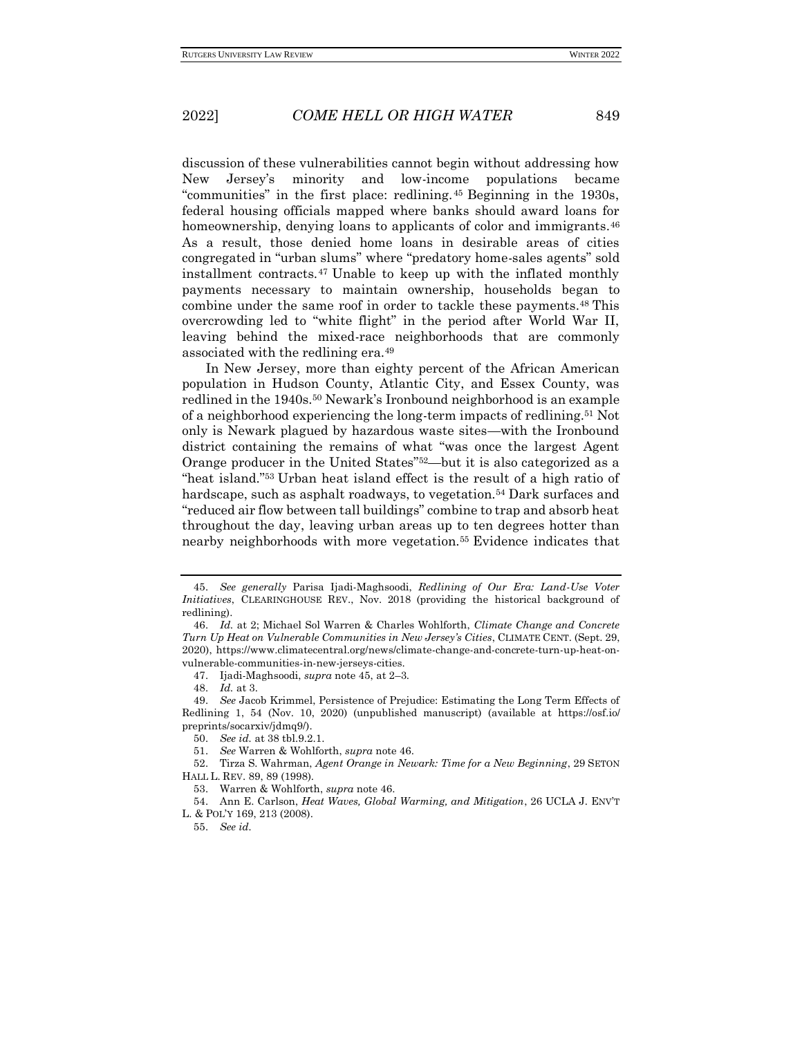discussion of these vulnerabilities cannot begin without addressing how New Jersey's minority and low-income populations became "communities" in the first place: redlining.[45] Beginning in the 1930s, federal housing officials mapped where banks should award loans for homeownership, denying loans to applicants of color and immigrants.[46] As a result, those denied home loans in desirable areas of cities congregated in "urban slums" where "predatory home-sales agents" sold installment contracts.[47] Unable to keep up with the inflated monthly payments necessary to maintain ownership, households began to combine under the same roof in order to tackle these payments.[48] This overcrowding led to "white flight" in the period after World War II, leaving behind the mixed-race neighborhoods that are commonly associated with the redlining era.[49]

In New Jersey, more than eighty percent of the African American population in Hudson County, Atlantic City, and Essex County, was redlined in the 1940s.[50] Newark's Ironbound neighborhood is an example of a neighborhood experiencing the long-term impacts of redlining.[51] Not only is Newark plagued by hazardous waste sites—with the Ironbound district containing the remains of what "was once the largest Agent Orange producer in the United States"[52]—but it is also categorized as a "heat island."[53] Urban heat island effect is the result of a high ratio of hardscape, such as asphalt roadways, to vegetation.[54] Dark surfaces and "reduced air flow between tall buildings" combine to trap and absorb heat throughout the day, leaving urban areas up to ten degrees hotter than nearby neighborhoods with more vegetation.[55] Evidence indicates that

---

45. *See generally* Parisa Ijadi-Maghsoodi, *Redlining of Our Era: Land-Use Voter Initiatives*, CLEARINGHOUSE REV., Nov. 2018 (providing the historical background of redlining).

46. *Id.* at 2; Michael Sol Warren & Charles Wohlforth, *Climate Change and Concrete Turn Up Heat on Vulnerable Communities in New Jersey's Cities*, CLIMATE CENT. (Sept. 29, 2020), https://www.climatecentral.org/news/climate-change-and-concrete-turn-up-heat-on-vulnerable-communities-in-new-jerseys-cities.

47. Ijadi-Maghsoodi, *supra* note 45, at 2–3.

48. *Id.* at 3.

49. *See* Jacob Krimmel, Persistence of Prejudice: Estimating the Long Term Effects of Redlining 1, 54 (Nov. 10, 2020) (unpublished manuscript) (available at https://osf.io/preprints/socarxiv/jdmq9/).

50. *See id.* at 38 tbl.9.2.1.

51. *See* Warren & Wohlforth, *supra* note 46.

52. Tirza S. Wahrman, *Agent Orange in Newark: Time for a New Beginning*, 29 SETON HALL L. REV. 89, 89 (1998).

53. Warren & Wohlforth, *supra* note 46.

54. Ann E. Carlson, *Heat Waves, Global Warming, and Mitigation*, 26 UCLA J. ENV'T L. & POL'Y 169, 213 (2008).

55. *See id.*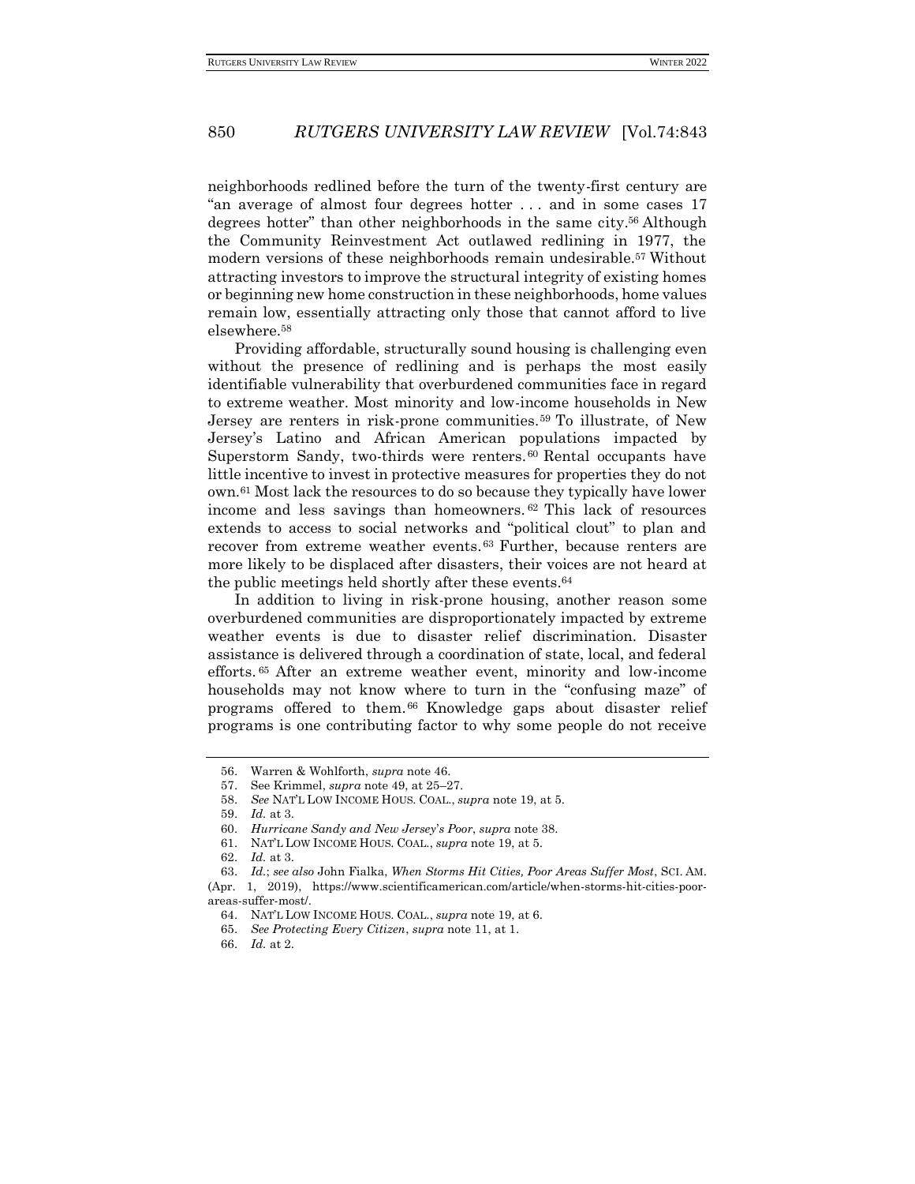neighborhoods redlined before the turn of the twenty-first century are "an average of almost four degrees hotter . . . and in some cases 17 degrees hotter" than other neighborhoods in the same city.[56] Although the Community Reinvestment Act outlawed redlining in 1977, the modern versions of these neighborhoods remain undesirable.[57] Without attracting investors to improve the structural integrity of existing homes or beginning new home construction in these neighborhoods, home values remain low, essentially attracting only those that cannot afford to live elsewhere.[58]

Providing affordable, structurally sound housing is challenging even without the presence of redlining and is perhaps the most easily identifiable vulnerability that overburdened communities face in regard to extreme weather. Most minority and low-income households in New Jersey are renters in risk-prone communities.[59] To illustrate, of New Jersey's Latino and African American populations impacted by Superstorm Sandy, two-thirds were renters.[60] Rental occupants have little incentive to invest in protective measures for properties they do not own.[61] Most lack the resources to do so because they typically have lower income and less savings than homeowners.[62] This lack of resources extends to access to social networks and "political clout" to plan and recover from extreme weather events.[63] Further, because renters are more likely to be displaced after disasters, their voices are not heard at the public meetings held shortly after these events.[64]

In addition to living in risk-prone housing, another reason some overburdened communities are disproportionately impacted by extreme weather events is due to disaster relief discrimination. Disaster assistance is delivered through a coordination of state, local, and federal efforts.[65] After an extreme weather event, minority and low-income households may not know where to turn in the "confusing maze" of programs offered to them.[66] Knowledge gaps about disaster relief programs is one contributing factor to why some people do not receive

---

56. Warren & Wohlforth, *supra* note 46.

57. See Krimmel, *supra* note 49, at 25–27.

58. *See* NAT'L LOW INCOME HOUS. COAL., *supra* note 19, at 5.

59. *Id.* at 3.

60. *Hurricane Sandy and New Jersey's Poor*, *supra* note 38.

61. NAT'L LOW INCOME HOUS. COAL., *supra* note 19, at 5.

62. *Id.* at 3.

63. *Id.*; *see also* John Fialka, *When Storms Hit Cities, Poor Areas Suffer Most*, SCI. AM. (Apr. 1, 2019), https://www.scientificamerican.com/article/when-storms-hit-cities-poor-areas-suffer-most/.

64. NAT'L LOW INCOME HOUS. COAL., *supra* note 19, at 6.

65. *See Protecting Every Citizen*, *supra* note 11, at 1.

66. *Id.* at 2.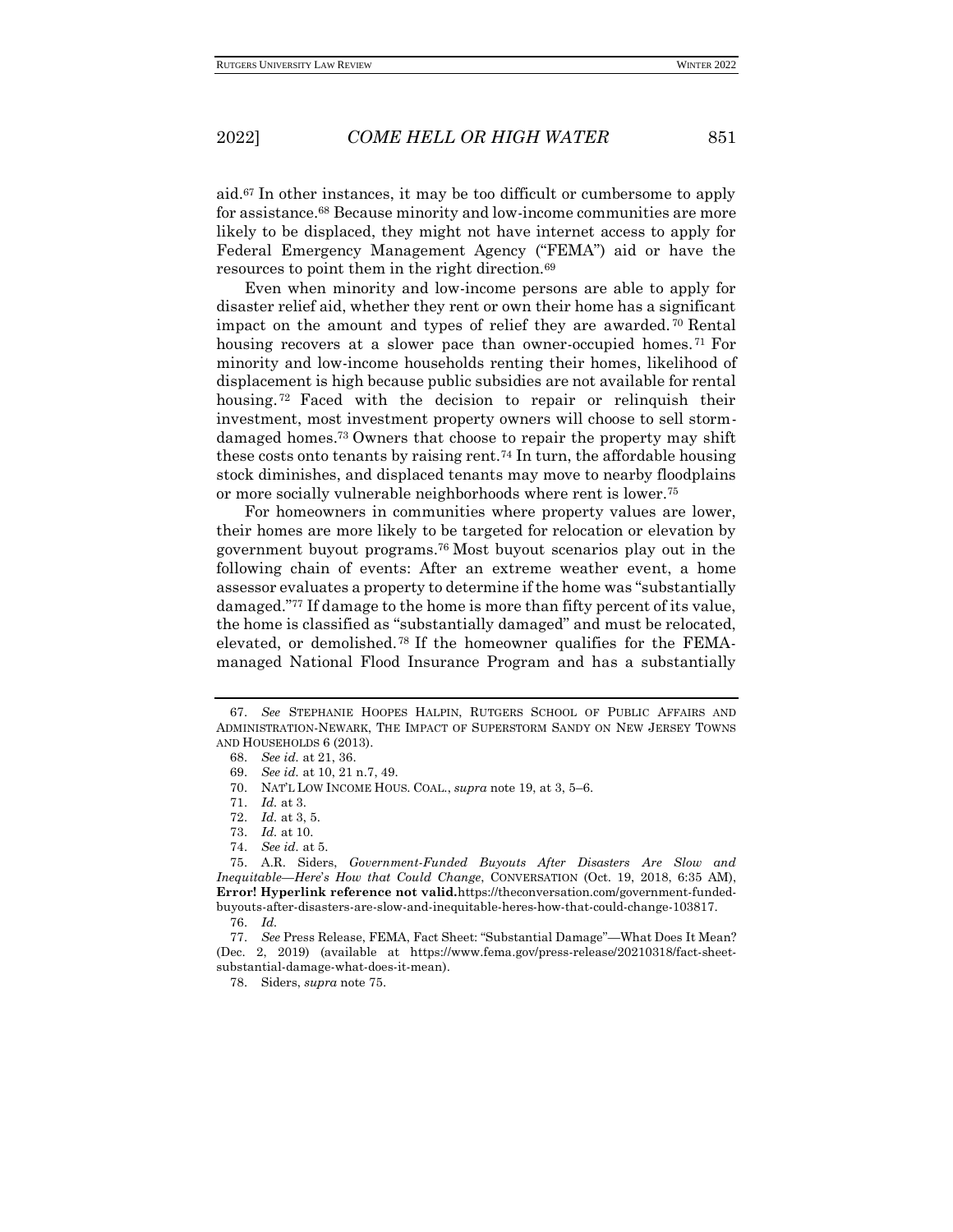aid.[67] In other instances, it may be too difficult or cumbersome to apply for assistance.[68] Because minority and low-income communities are more likely to be displaced, they might not have internet access to apply for Federal Emergency Management Agency ("FEMA") aid or have the resources to point them in the right direction.[69]

Even when minority and low-income persons are able to apply for disaster relief aid, whether they rent or own their home has a significant impact on the amount and types of relief they are awarded.[70] Rental housing recovers at a slower pace than owner-occupied homes.[71] For minority and low-income households renting their homes, likelihood of displacement is high because public subsidies are not available for rental housing.[72] Faced with the decision to repair or relinquish their investment, most investment property owners will choose to sell storm-damaged homes.[73] Owners that choose to repair the property may shift these costs onto tenants by raising rent.[74] In turn, the affordable housing stock diminishes, and displaced tenants may move to nearby floodplains or more socially vulnerable neighborhoods where rent is lower.[75]

For homeowners in communities where property values are lower, their homes are more likely to be targeted for relocation or elevation by government buyout programs.[76] Most buyout scenarios play out in the following chain of events: After an extreme weather event, a home assessor evaluates a property to determine if the home was "substantially damaged."[77] If damage to the home is more than fifty percent of its value, the home is classified as "substantially damaged" and must be relocated, elevated, or demolished.[78] If the homeowner qualifies for the FEMA-managed National Flood Insurance Program and has a substantially

---

67. *See* STEPHANIE HOOPES HALPIN, RUTGERS SCHOOL OF PUBLIC AFFAIRS AND ADMINISTRATION-NEWARK, THE IMPACT OF SUPERSTORM SANDY ON NEW JERSEY TOWNS AND HOUSEHOLDS 6 (2013).

68. *See id.* at 21, 36.

69. *See id.* at 10, 21 n.7, 49.

70. NAT'L LOW INCOME HOUS. COAL., *supra* note 19, at 3, 5–6.

71. *Id.* at 3.

72. *Id.* at 3, 5.

73. *Id.* at 10.

74. *See id.* at 5.

75. A.R. Siders, *Government-Funded Buyouts After Disasters Are Slow and Inequitable—Here's How that Could Change*, CONVERSATION (Oct. 19, 2018, 6:35 AM), **Error! Hyperlink reference not valid.**https://theconversation.com/government-funded-buyouts-after-disasters-are-slow-and-inequitable-heres-how-that-could-change-103817.

76. *Id.*

77. *See* Press Release, FEMA, Fact Sheet: "Substantial Damage"—What Does It Mean? (Dec. 2, 2019) (available at https://www.fema.gov/press-release/20210318/fact-sheet-substantial-damage-what-does-it-mean).

78. Siders, *supra* note 75.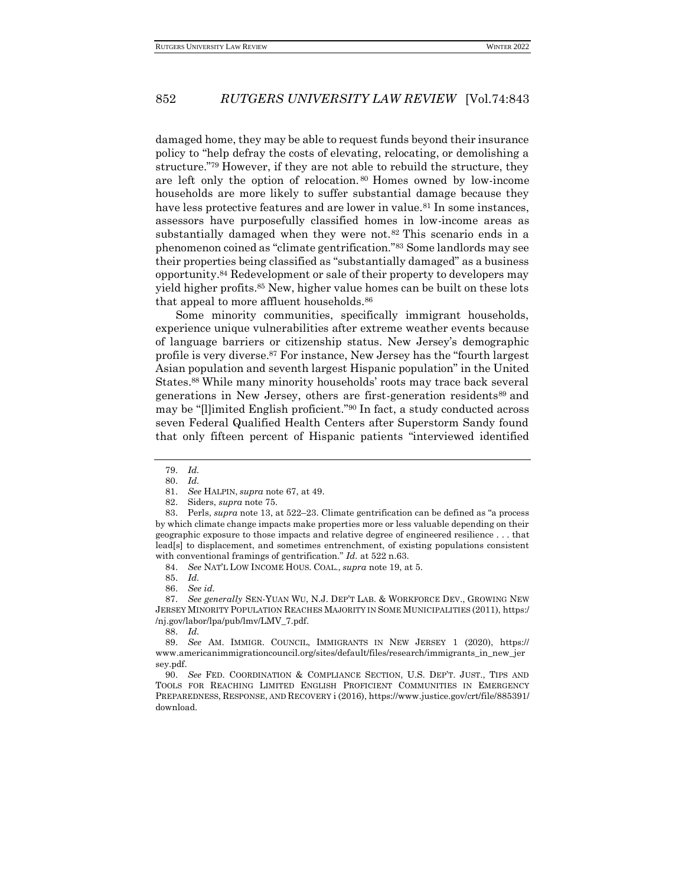damaged home, they may be able to request funds beyond their insurance policy to "help defray the costs of elevating, relocating, or demolishing a structure."[79] However, if they are not able to rebuild the structure, they are left only the option of relocation.[80] Homes owned by low-income households are more likely to suffer substantial damage because they have less protective features and are lower in value.[81] In some instances, assessors have purposefully classified homes in low-income areas as substantially damaged when they were not.[82] This scenario ends in a phenomenon coined as "climate gentrification."[83] Some landlords may see their properties being classified as "substantially damaged" as a business opportunity.[84] Redevelopment or sale of their property to developers may yield higher profits.[85] New, higher value homes can be built on these lots that appeal to more affluent households.[86]

Some minority communities, specifically immigrant households, experience unique vulnerabilities after extreme weather events because of language barriers or citizenship status. New Jersey's demographic profile is very diverse.[87] For instance, New Jersey has the "fourth largest Asian population and seventh largest Hispanic population" in the United States.[88] While many minority households' roots may trace back several generations in New Jersey, others are first-generation residents[89] and may be "[l]imited English proficient."[90] In fact, a study conducted across seven Federal Qualified Health Centers after Superstorm Sandy found that only fifteen percent of Hispanic patients "interviewed identified

---

79. *Id.*

80. *Id.*

81. *See* HALPIN, *supra* note 67, at 49.

82. Siders, *supra* note 75.

83. Perls, *supra* note 13, at 522–23. Climate gentrification can be defined as "a process by which climate change impacts make properties more or less valuable depending on their geographic exposure to those impacts and relative degree of engineered resilience . . . that lead[s] to displacement, and sometimes entrenchment, of existing populations consistent with conventional framings of gentrification." *Id.* at 522 n.63.

84. *See* NAT'L LOW INCOME HOUS. COAL., *supra* note 19, at 5.

85. *Id.*

86. *See id.*

87. *See generally* SEN-YUAN WU, N.J. DEP'T LAB. & WORKFORCE DEV., GROWING NEW JERSEY MINORITY POPULATION REACHES MAJORITY IN SOME MUNICIPALITIES (2011), https://nj.gov/labor/lpa/pub/lmv/LMV_7.pdf.

88. *Id.*

89. *See* AM. IMMIGR. COUNCIL, IMMIGRANTS IN NEW JERSEY 1 (2020), https://www.americanimmigrationcouncil.org/sites/default/files/research/immigrants_in_new_jersey.pdf.

90. *See* FED. COORDINATION & COMPLIANCE SECTION, U.S. DEP'T. JUST., TIPS AND TOOLS FOR REACHING LIMITED ENGLISH PROFICIENT COMMUNITIES IN EMERGENCY PREPAREDNESS, RESPONSE, AND RECOVERY i (2016), https://www.justice.gov/crt/file/885391/download.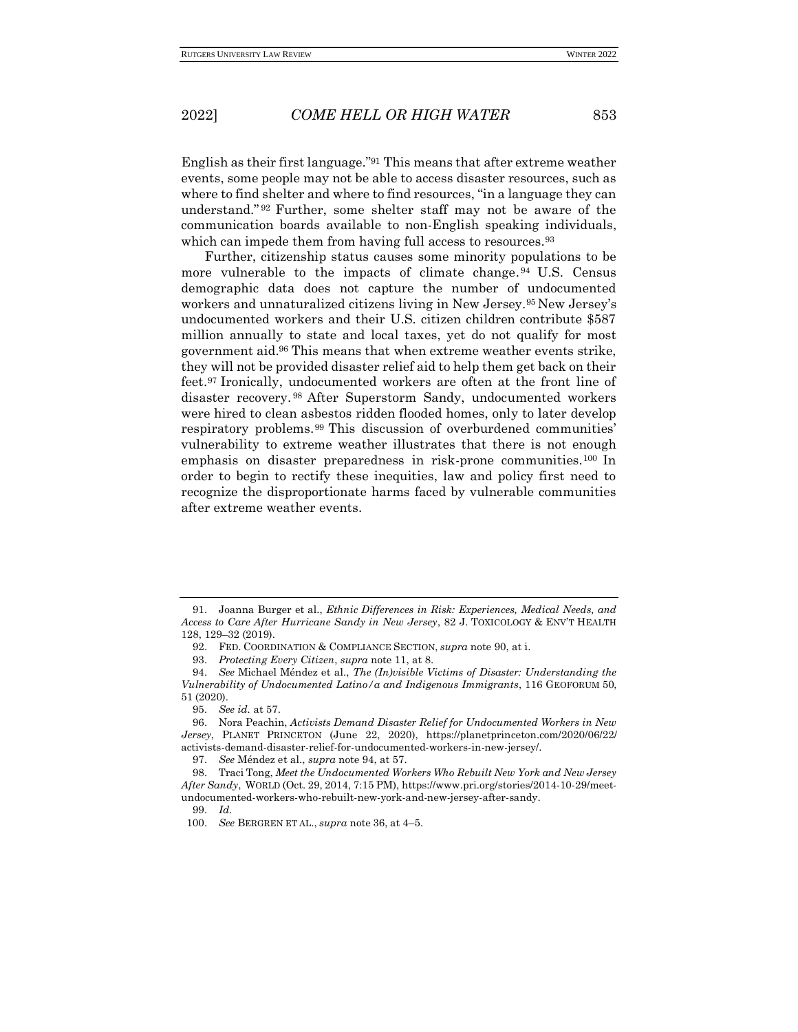English as their first language."[91] This means that after extreme weather events, some people may not be able to access disaster resources, such as where to find shelter and where to find resources, "in a language they can understand."[92] Further, some shelter staff may not be aware of the communication boards available to non-English speaking individuals, which can impede them from having full access to resources.[93]

Further, citizenship status causes some minority populations to be more vulnerable to the impacts of climate change.[94] U.S. Census demographic data does not capture the number of undocumented workers and unnaturalized citizens living in New Jersey.[95] New Jersey's undocumented workers and their U.S. citizen children contribute $587 million annually to state and local taxes, yet do not qualify for most government aid.[96] This means that when extreme weather events strike, they will not be provided disaster relief aid to help them get back on their feet.[97] Ironically, undocumented workers are often at the front line of disaster recovery.[98] After Superstorm Sandy, undocumented workers were hired to clean asbestos ridden flooded homes, only to later develop respiratory problems.[99] This discussion of overburdened communities' vulnerability to extreme weather illustrates that there is not enough emphasis on disaster preparedness in risk-prone communities.[100] In order to begin to rectify these inequities, law and policy first need to recognize the disproportionate harms faced by vulnerable communities after extreme weather events.

---

91. Joanna Burger et al., *Ethnic Differences in Risk: Experiences, Medical Needs, and Access to Care After Hurricane Sandy in New Jersey*, 82 J. TOXICOLOGY & ENV'T HEALTH 128, 129–32 (2019).

92. FED. COORDINATION & COMPLIANCE SECTION, *supra* note 90, at i.

93. *Protecting Every Citizen*, *supra* note 11, at 8.

94. *See* Michael Méndez et al., *The (In)visible Victims of Disaster: Understanding the Vulnerability of Undocumented Latino/a and Indigenous Immigrants*, 116 GEOFORUM 50, 51 (2020).

95. *See id.* at 57.

96. Nora Peachin, *Activists Demand Disaster Relief for Undocumented Workers in New Jersey*, PLANET PRINCETON (June 22, 2020), https://planetprinceton.com/2020/06/22/activists-demand-disaster-relief-for-undocumented-workers-in-new-jersey/.

97. *See* Méndez et al., *supra* note 94, at 57.

98. Traci Tong, *Meet the Undocumented Workers Who Rebuilt New York and New Jersey After Sandy*, WORLD (Oct. 29, 2014, 7:15 PM), https://www.pri.org/stories/2014-10-29/meet-undocumented-workers-who-rebuilt-new-york-and-new-jersey-after-sandy.

99. *Id.*

100. *See* BERGREN ET AL., *supra* note 36, at 4–5.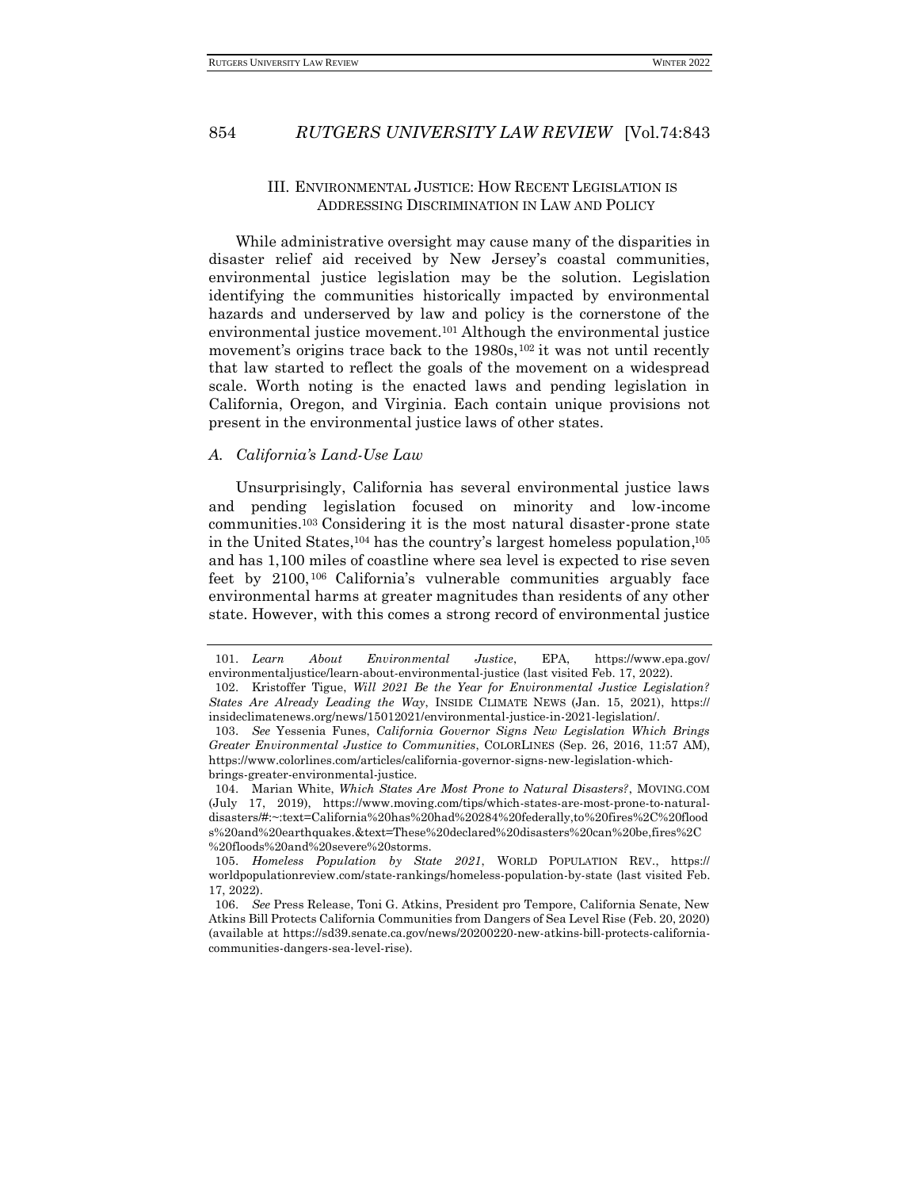## III. Environmental Justice: How Recent Legislation is Addressing Discrimination in Law and Policy

While administrative oversight may cause many of the disparities in disaster relief aid received by New Jersey's coastal communities, environmental justice legislation may be the solution. Legislation identifying the communities historically impacted by environmental hazards and underserved by law and policy is the cornerstone of the environmental justice movement.[101] Although the environmental justice movement's origins trace back to the 1980s,[102] it was not until recently that law started to reflect the goals of the movement on a widespread scale. Worth noting is the enacted laws and pending legislation in California, Oregon, and Virginia. Each contain unique provisions not present in the environmental justice laws of other states.

### A. *California's Land-Use Law*

Unsurprisingly, California has several environmental justice laws and pending legislation focused on minority and low-income communities.[103] Considering it is the most natural disaster-prone state in the United States,[104] has the country's largest homeless population,[105] and has 1,100 miles of coastline where sea level is expected to rise seven feet by 2100,[106] California's vulnerable communities arguably face environmental harms at greater magnitudes than residents of any other state. However, with this comes a strong record of environmental justice

---

101. *Learn About Environmental Justice*, EPA, https://www.epa.gov/environmentaljustice/learn-about-environmental-justice (last visited Feb. 17, 2022).

102. Kristoffer Tigue, *Will 2021 Be the Year for Environmental Justice Legislation? States Are Already Leading the Way*, INSIDE CLIMATE NEWS (Jan. 15, 2021), https://insideclimatenews.org/news/15012021/environmental-justice-in-2021-legislation/.

103. *See* Yessenia Funes, *California Governor Signs New Legislation Which Brings Greater Environmental Justice to Communities*, COLORLINES (Sep. 26, 2016, 11:57 AM), https://www.colorlines.com/articles/california-governor-signs-new-legislation-which-brings-greater-environmental-justice.

104. Marian White, *Which States Are Most Prone to Natural Disasters?*, MOVING.COM (July 17, 2019), https://www.moving.com/tips/which-states-are-most-prone-to-natural-disasters/#:~:text=California%20has%20had%20284%20federally,to%20fires%2C%20floods%20and%20earthquakes.&text=These%20declared%20disasters%20can%20be,fires%2C%20floods%20and%20severe%20storms.

105. *Homeless Population by State 2021*, WORLD POPULATION REV., https://worldpopulationreview.com/state-rankings/homeless-population-by-state (last visited Feb. 17, 2022).

106. *See* Press Release, Toni G. Atkins, President pro Tempore, California Senate, New Atkins Bill Protects California Communities from Dangers of Sea Level Rise (Feb. 20, 2020) (available at https://sd39.senate.ca.gov/news/20200220-new-atkins-bill-protects-california-communities-dangers-sea-level-rise).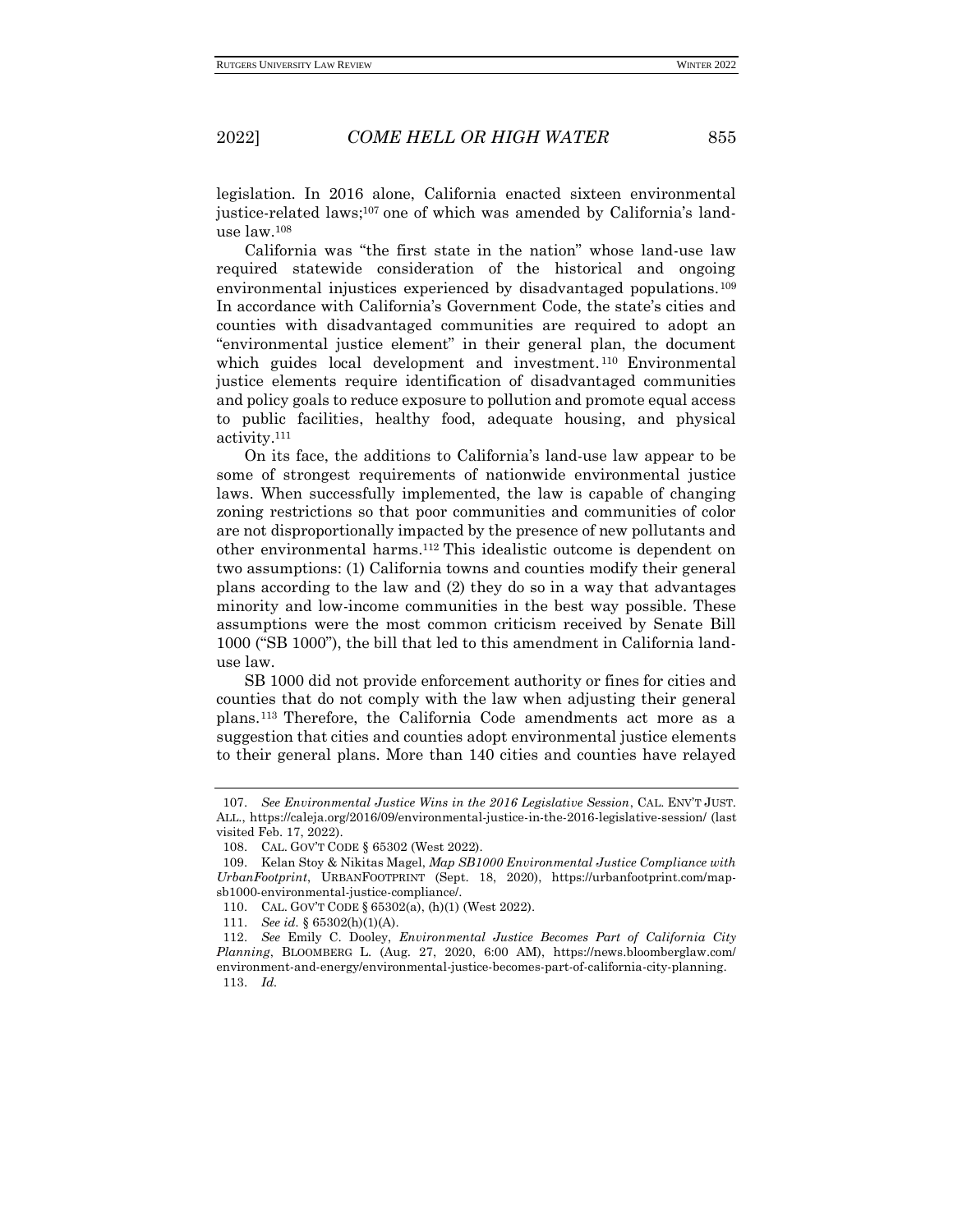legislation. In 2016 alone, California enacted sixteen environmental justice-related laws;[107] one of which was amended by California's land-use law.[108]

California was "the first state in the nation" whose land-use law required statewide consideration of the historical and ongoing environmental injustices experienced by disadvantaged populations.[109] In accordance with California's Government Code, the state's cities and counties with disadvantaged communities are required to adopt an "environmental justice element" in their general plan, the document which guides local development and investment.[110] Environmental justice elements require identification of disadvantaged communities and policy goals to reduce exposure to pollution and promote equal access to public facilities, healthy food, adequate housing, and physical activity.[111]

On its face, the additions to California's land-use law appear to be some of strongest requirements of nationwide environmental justice laws. When successfully implemented, the law is capable of changing zoning restrictions so that poor communities and communities of color are not disproportionally impacted by the presence of new pollutants and other environmental harms.[112] This idealistic outcome is dependent on two assumptions: (1) California towns and counties modify their general plans according to the law and (2) they do so in a way that advantages minority and low-income communities in the best way possible. These assumptions were the most common criticism received by Senate Bill 1000 ("SB 1000"), the bill that led to this amendment in California land-use law.

SB 1000 did not provide enforcement authority or fines for cities and counties that do not comply with the law when adjusting their general plans.[113] Therefore, the California Code amendments act more as a suggestion that cities and counties adopt environmental justice elements to their general plans. More than 140 cities and counties have relayed

---

107. *See Environmental Justice Wins in the 2016 Legislative Session*, CAL. ENV'T JUST. ALL., https://caleja.org/2016/09/environmental-justice-in-the-2016-legislative-session/ (last visited Feb. 17, 2022).

108. CAL. GOV'T CODE § 65302 (West 2022).

109. Kelan Stoy & Nikitas Magel, *Map SB1000 Environmental Justice Compliance with UrbanFootprint*, URBANFOOTPRINT (Sept. 18, 2020), https://urbanfootprint.com/map-sb1000-environmental-justice-compliance/.

110. CAL. GOV'T CODE § 65302(a), (h)(1) (West 2022).

111. *See id.* § 65302(h)(1)(A).

112. *See* Emily C. Dooley, *Environmental Justice Becomes Part of California City Planning*, BLOOMBERG L. (Aug. 27, 2020, 6:00 AM), https://news.bloomberglaw.com/environment-and-energy/environmental-justice-becomes-part-of-california-city-planning.

113. *Id.*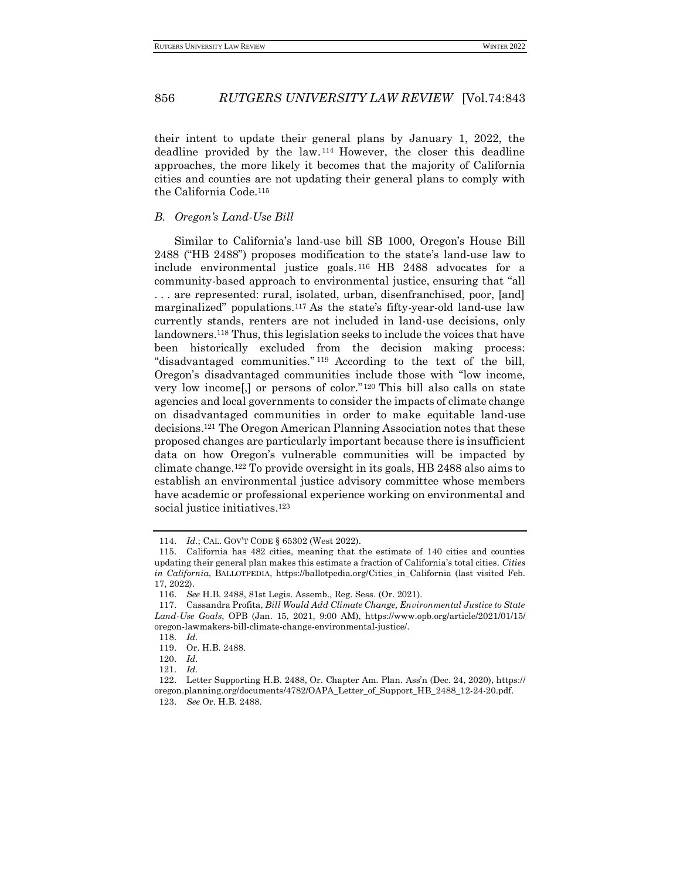their intent to update their general plans by January 1, 2022, the deadline provided by the law.[114] However, the closer this deadline approaches, the more likely it becomes that the majority of California cities and counties are not updating their general plans to comply with the California Code.[115]

### *B. Oregon's Land-Use Bill*

Similar to California's land-use bill SB 1000, Oregon's House Bill 2488 ("HB 2488") proposes modification to the state's land-use law to include environmental justice goals.[116] HB 2488 advocates for a community-based approach to environmental justice, ensuring that "all . . . are represented: rural, isolated, urban, disenfranchised, poor, [and] marginalized" populations.[117] As the state's fifty-year-old land-use law currently stands, renters are not included in land-use decisions, only landowners.[118] Thus, this legislation seeks to include the voices that have been historically excluded from the decision making process: "disadvantaged communities."[119] According to the text of the bill, Oregon's disadvantaged communities include those with "low income, very low income[,] or persons of color."[120] This bill also calls on state agencies and local governments to consider the impacts of climate change on disadvantaged communities in order to make equitable land-use decisions.[121] The Oregon American Planning Association notes that these proposed changes are particularly important because there is insufficient data on how Oregon's vulnerable communities will be impacted by climate change.[122] To provide oversight in its goals, HB 2488 also aims to establish an environmental justice advisory committee whose members have academic or professional experience working on environmental and social justice initiatives.[123]

---

114. *Id.*; CAL. GOV'T CODE § 65302 (West 2022).

115. California has 482 cities, meaning that the estimate of 140 cities and counties updating their general plan makes this estimate a fraction of California's total cities. *Cities in California*, BALLOTPEDIA, https://ballotpedia.org/Cities_in_California (last visited Feb. 17, 2022).

116. *See* H.B. 2488, 81st Legis. Assemb., Reg. Sess. (Or. 2021).

117. Cassandra Profita, *Bill Would Add Climate Change, Environmental Justice to State Land-Use Goals*, OPB (Jan. 15, 2021, 9:00 AM), https://www.opb.org/article/2021/01/15/oregon-lawmakers-bill-climate-change-environmental-justice/.

118. *Id.*

119. Or. H.B. 2488.

120. *Id.*

121. *Id.*

122. Letter Supporting H.B. 2488, Or. Chapter Am. Plan. Ass'n (Dec. 24, 2020), https://oregon.planning.org/documents/4782/OAPA_Letter_of_Support_HB_2488_12-24-20.pdf.

123. *See* Or. H.B. 2488.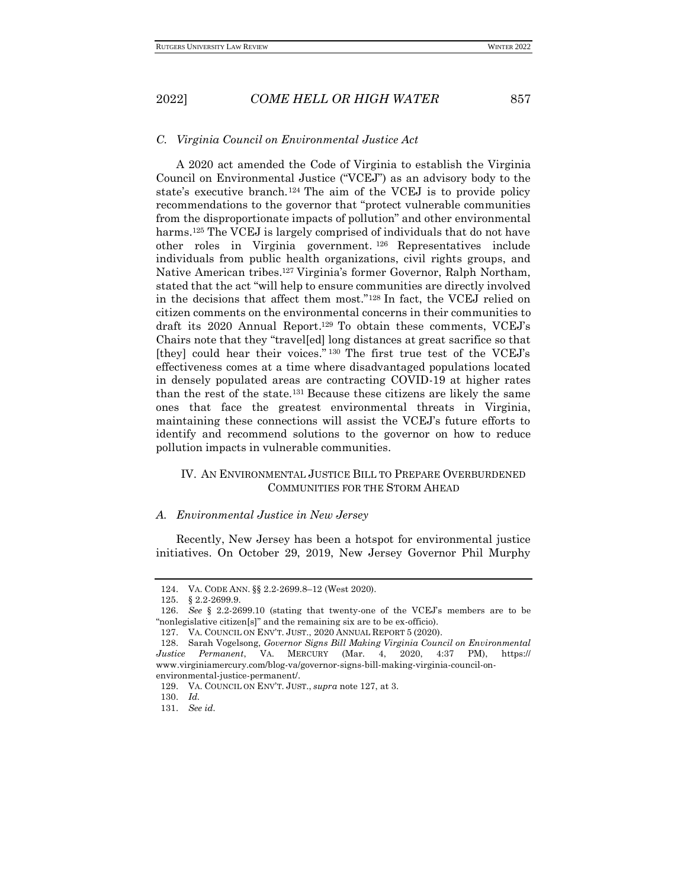### *C. Virginia Council on Environmental Justice Act*

A 2020 act amended the Code of Virginia to establish the Virginia Council on Environmental Justice ("VCEJ") as an advisory body to the state's executive branch.[124] The aim of the VCEJ is to provide policy recommendations to the governor that "protect vulnerable communities from the disproportionate impacts of pollution" and other environmental harms.[125] The VCEJ is largely comprised of individuals that do not have other roles in Virginia government.[126] Representatives include individuals from public health organizations, civil rights groups, and Native American tribes.[127] Virginia's former Governor, Ralph Northam, stated that the act "will help to ensure communities are directly involved in the decisions that affect them most."[128] In fact, the VCEJ relied on citizen comments on the environmental concerns in their communities to draft its 2020 Annual Report.[129] To obtain these comments, VCEJ's Chairs note that they "travel[ed] long distances at great sacrifice so that [they] could hear their voices."[130] The first true test of the VCEJ's effectiveness comes at a time where disadvantaged populations located in densely populated areas are contracting COVID-19 at higher rates than the rest of the state.[131] Because these citizens are likely the same ones that face the greatest environmental threats in Virginia, maintaining these connections will assist the VCEJ's future efforts to identify and recommend solutions to the governor on how to reduce pollution impacts in vulnerable communities.

## IV. AN ENVIRONMENTAL JUSTICE BILL TO PREPARE OVERBURDENED COMMUNITIES FOR THE STORM AHEAD

### *A. Environmental Justice in New Jersey*

Recently, New Jersey has been a hotspot for environmental justice initiatives. On October 29, 2019, New Jersey Governor Phil Murphy

---

124. VA. CODE ANN. §§ 2.2-2699.8–12 (West 2020).

125. § 2.2-2699.9.

126. *See* § 2.2-2699.10 (stating that twenty-one of the VCEJ's members are to be "nonlegislative citizen[s]" and the remaining six are to be ex-officio).

127. VA. COUNCIL ON ENV'T. JUST., 2020 ANNUAL REPORT 5 (2020).

128. Sarah Vogelsong, *Governor Signs Bill Making Virginia Council on Environmental Justice Permanent*, VA. MERCURY (Mar. 4, 2020, 4:37 PM), https://www.virginiamercury.com/blog-va/governor-signs-bill-making-virginia-council-on-environmental-justice-permanent/.

129. VA. COUNCIL ON ENV'T. JUST., *supra* note 127, at 3.

130. *Id.*

131. *See id.*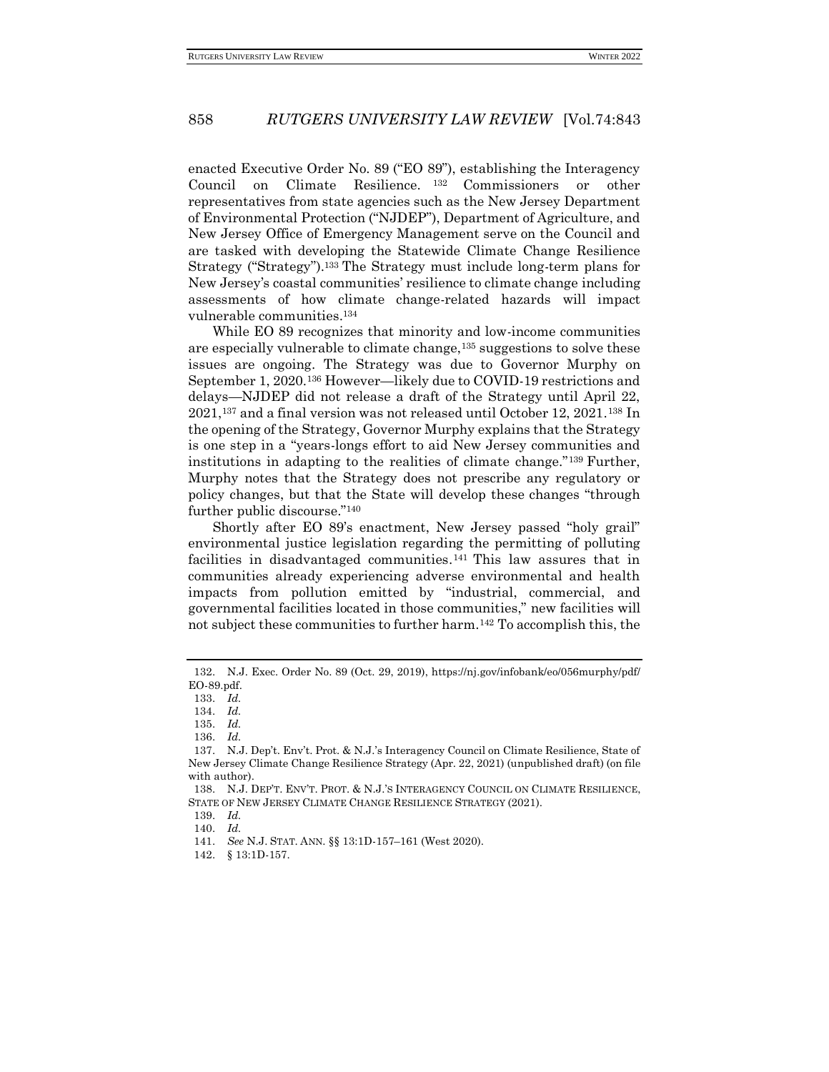enacted Executive Order No. 89 ("EO 89"), establishing the Interagency Council on Climate Resilience. [132] Commissioners or other representatives from state agencies such as the New Jersey Department of Environmental Protection ("NJDEP"), Department of Agriculture, and New Jersey Office of Emergency Management serve on the Council and are tasked with developing the Statewide Climate Change Resilience Strategy ("Strategy").[133] The Strategy must include long-term plans for New Jersey's coastal communities' resilience to climate change including assessments of how climate change-related hazards will impact vulnerable communities.[134]

While EO 89 recognizes that minority and low-income communities are especially vulnerable to climate change,[135] suggestions to solve these issues are ongoing. The Strategy was due to Governor Murphy on September 1, 2020.[136] However—likely due to COVID-19 restrictions and delays—NJDEP did not release a draft of the Strategy until April 22, 2021,[137] and a final version was not released until October 12, 2021.[138] In the opening of the Strategy, Governor Murphy explains that the Strategy is one step in a "years-longs effort to aid New Jersey communities and institutions in adapting to the realities of climate change."[139] Further, Murphy notes that the Strategy does not prescribe any regulatory or policy changes, but that the State will develop these changes "through further public discourse."[140]

Shortly after EO 89's enactment, New Jersey passed "holy grail" environmental justice legislation regarding the permitting of polluting facilities in disadvantaged communities.[141] This law assures that in communities already experiencing adverse environmental and health impacts from pollution emitted by "industrial, commercial, and governmental facilities located in those communities," new facilities will not subject these communities to further harm.[142] To accomplish this, the

---

132. N.J. Exec. Order No. 89 (Oct. 29, 2019), https://nj.gov/infobank/eo/056murphy/pdf/EO-89.pdf.

133. *Id.*

134. *Id.*

135. *Id.*

136. *Id.*

137. N.J. Dep't. Env't. Prot. & N.J.'s Interagency Council on Climate Resilience, State of New Jersey Climate Change Resilience Strategy (Apr. 22, 2021) (unpublished draft) (on file with author).

138. N.J. DEP'T. ENV'T. PROT. & N.J.'S INTERAGENCY COUNCIL ON CLIMATE RESILIENCE, STATE OF NEW JERSEY CLIMATE CHANGE RESILIENCE STRATEGY (2021).

139. *Id.*

140. *Id.*

141. *See* N.J. STAT. ANN. §§ 13:1D-157–161 (West 2020).

142. § 13:1D-157.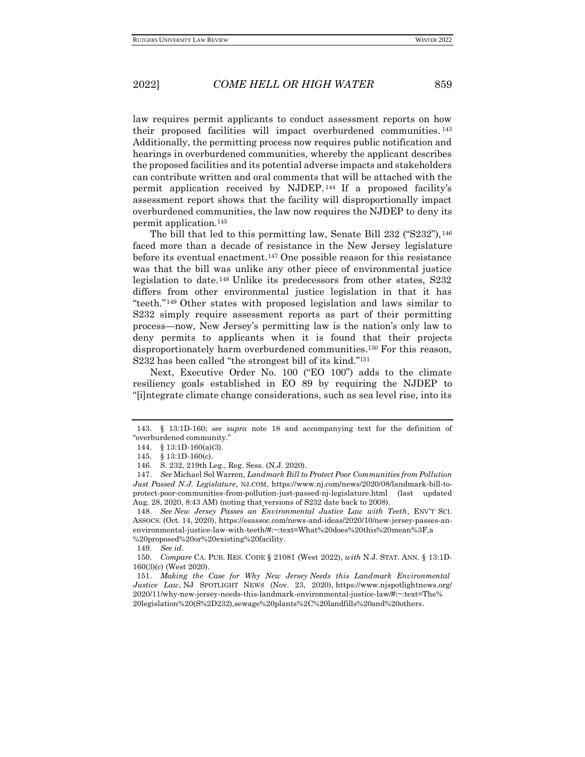law requires permit applicants to conduct assessment reports on how their proposed facilities will impact overburdened communities.[143] Additionally, the permitting process now requires public notification and hearings in overburdened communities, whereby the applicant describes the proposed facilities and its potential adverse impacts and stakeholders can contribute written and oral comments that will be attached with the permit application received by NJDEP.[144] If a proposed facility's assessment report shows that the facility will disproportionally impact overburdened communities, the law now requires the NJDEP to deny its permit application.[145]

The bill that led to this permitting law, Senate Bill 232 ("S232"),[146] faced more than a decade of resistance in the New Jersey legislature before its eventual enactment.[147] One possible reason for this resistance was that the bill was unlike any other piece of environmental justice legislation to date.[148] Unlike its predecessors from other states, S232 differs from other environmental justice legislation in that it has "teeth."[149] Other states with proposed legislation and laws similar to S232 simply require assessment reports as part of their permitting process—now, New Jersey's permitting law is the nation's only law to deny permits to applicants when it is found that their projects disproportionately harm overburdened communities.[150] For this reason, S232 has been called "the strongest bill of its kind."[151]

Next, Executive Order No. 100 ("EO 100") adds to the climate resiliency goals established in EO 89 by requiring the NJDEP to "[i]ntegrate climate change considerations, such as sea level rise, into its

---

143. § 13:1D-160; *see supra* note 18 and accompanying text for the definition of "overburdened community."

144. § 13:1D-160(a)(3).

145. § 13:1D-160(c).

146. S. 232, 219th Leg., Reg. Sess. (N.J. 2020).

147. *See* Michael Sol Warren, *Landmark Bill to Protect Poor Communities from Pollution Just Passed N.J. Legislature*, NJ.COM, https://www.nj.com/news/2020/08/landmark-bill-to-protect-poor-communities-from-pollution-just-passed-nj-legislature.html (last updated Aug. 28, 2020, 8:43 AM) (noting that versions of S232 date back to 2008).

148. *See New Jersey Passes an Environmental Justice Law with Teeth*, ENV'T SCI. ASSOCS. (Oct. 14, 2020), https://esassoc.com/news-and-ideas/2020/10/new-jersey-passes-an-environmental-justice-law-with-teeth/#:~:text=What%20does%20this%20mean%3F,a%20proposed%20or%20existing%20facility.

149. *See id.*

150. *Compare* CA. PUB. RES. CODE § 21081 (West 2022), *with* N.J. STAT. ANN. § 13:1D-160(3)(c) (West 2020).

151. *Making the Case for Why New Jersey Needs this Landmark Environmental Justice Law*, NJ SPOTLIGHT NEWS (Nov. 23, 2020), https://www.njspotlightnews.org/2020/11/why-new-jersey-needs-this-landmark-environmental-justice-law/#:~:text=The%20legislation%20(S%2D232),sewage%20plants%2C%20landfills%20and%20others.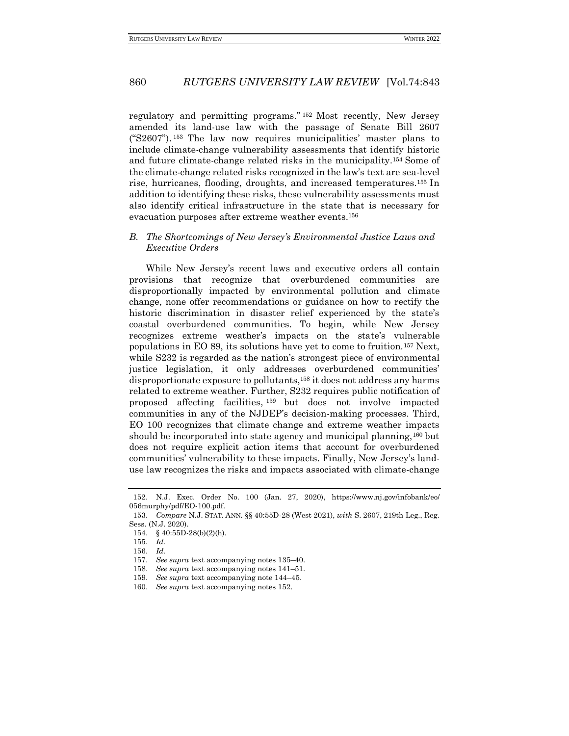regulatory and permitting programs."[152] Most recently, New Jersey amended its land-use law with the passage of Senate Bill 2607 ("S2607").[153] The law now requires municipalities' master plans to include climate-change vulnerability assessments that identify historic and future climate-change related risks in the municipality.[154] Some of the climate-change related risks recognized in the law's text are sea-level rise, hurricanes, flooding, droughts, and increased temperatures.[155] In addition to identifying these risks, these vulnerability assessments must also identify critical infrastructure in the state that is necessary for evacuation purposes after extreme weather events.[156]

### *B. The Shortcomings of New Jersey's Environmental Justice Laws and Executive Orders*

While New Jersey's recent laws and executive orders all contain provisions that recognize that overburdened communities are disproportionally impacted by environmental pollution and climate change, none offer recommendations or guidance on how to rectify the historic discrimination in disaster relief experienced by the state's coastal overburdened communities. To begin, while New Jersey recognizes extreme weather's impacts on the state's vulnerable populations in EO 89, its solutions have yet to come to fruition.[157] Next, while S232 is regarded as the nation's strongest piece of environmental justice legislation, it only addresses overburdened communities' disproportionate exposure to pollutants,[158] it does not address any harms related to extreme weather. Further, S232 requires public notification of proposed affecting facilities,[159] but does not involve impacted communities in any of the NJDEP's decision-making processes. Third, EO 100 recognizes that climate change and extreme weather impacts should be incorporated into state agency and municipal planning,[160] but does not require explicit action items that account for overburdened communities' vulnerability to these impacts. Finally, New Jersey's land-use law recognizes the risks and impacts associated with climate-change

---

152. N.J. Exec. Order No. 100 (Jan. 27, 2020), https://www.nj.gov/infobank/eo/056murphy/pdf/EO-100.pdf.

153. *Compare* N.J. STAT. ANN. §§ 40:55D-28 (West 2021), *with* S. 2607, 219th Leg., Reg. Sess. (N.J. 2020).

154. § 40:55D-28(b)(2)(h).

155. *Id.*

156. *Id.*

157. *See supra* text accompanying notes 135–40.

158. *See supra* text accompanying notes 141–51.

159. *See supra* text accompanying note 144–45.

160. *See supra* text accompanying notes 152.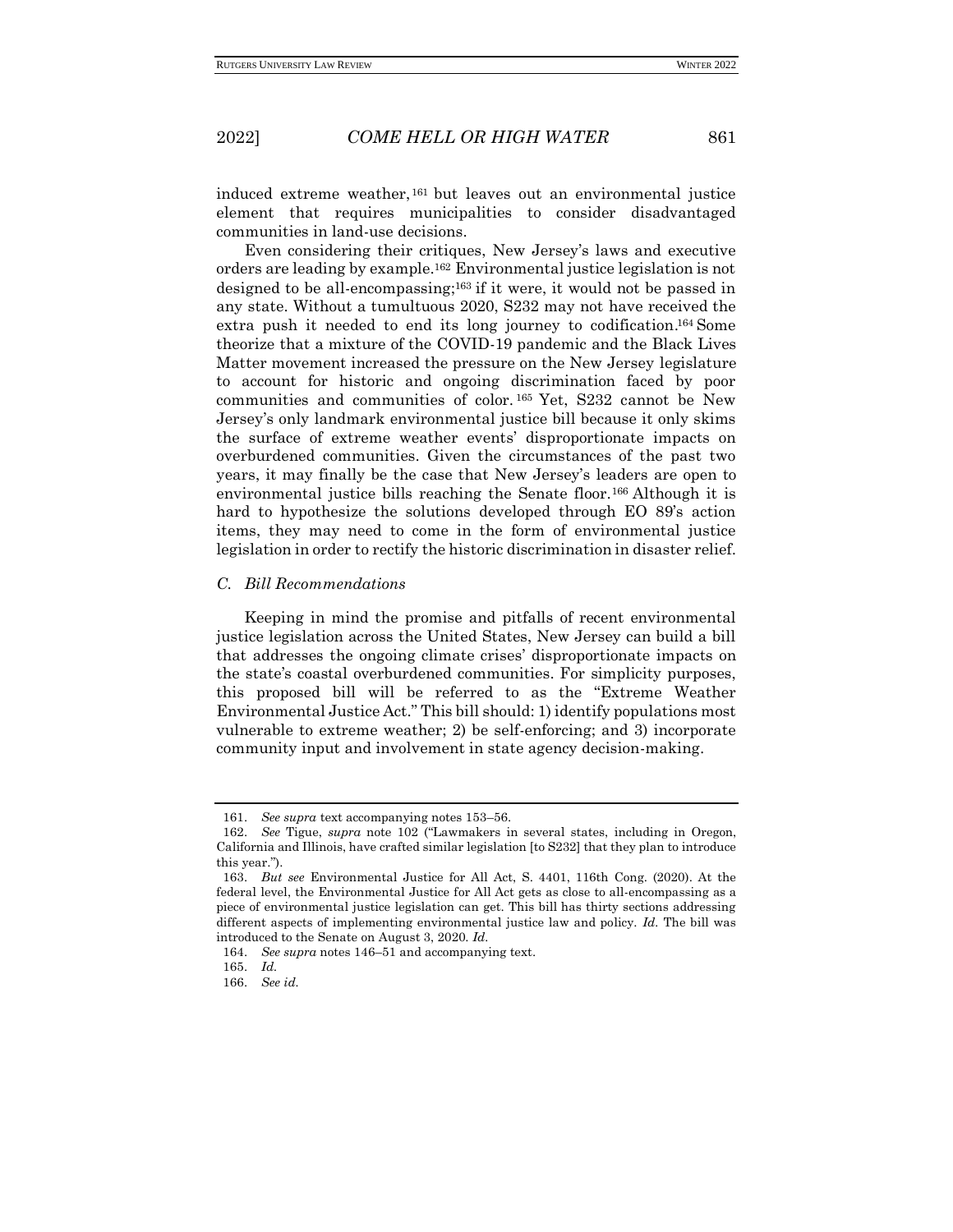induced extreme weather,[161] but leaves out an environmental justice element that requires municipalities to consider disadvantaged communities in land-use decisions.

Even considering their critiques, New Jersey's laws and executive orders are leading by example.[162] Environmental justice legislation is not designed to be all-encompassing;[163] if it were, it would not be passed in any state. Without a tumultuous 2020, S232 may not have received the extra push it needed to end its long journey to codification.[164] Some theorize that a mixture of the COVID-19 pandemic and the Black Lives Matter movement increased the pressure on the New Jersey legislature to account for historic and ongoing discrimination faced by poor communities and communities of color.[165] Yet, S232 cannot be New Jersey's only landmark environmental justice bill because it only skims the surface of extreme weather events' disproportionate impacts on overburdened communities. Given the circumstances of the past two years, it may finally be the case that New Jersey's leaders are open to environmental justice bills reaching the Senate floor.[166] Although it is hard to hypothesize the solutions developed through EO 89's action items, they may need to come in the form of environmental justice legislation in order to rectify the historic discrimination in disaster relief.

### *C. Bill Recommendations*

Keeping in mind the promise and pitfalls of recent environmental justice legislation across the United States, New Jersey can build a bill that addresses the ongoing climate crises' disproportionate impacts on the state's coastal overburdened communities. For simplicity purposes, this proposed bill will be referred to as the "Extreme Weather Environmental Justice Act." This bill should: 1) identify populations most vulnerable to extreme weather; 2) be self-enforcing; and 3) incorporate community input and involvement in state agency decision-making.

---

161. *See supra* text accompanying notes 153–56.

162. *See* Tigue, *supra* note 102 ("Lawmakers in several states, including in Oregon, California and Illinois, have crafted similar legislation [to S232] that they plan to introduce this year.").

163. *But see* Environmental Justice for All Act, S. 4401, 116th Cong. (2020). At the federal level, the Environmental Justice for All Act gets as close to all-encompassing as a piece of environmental justice legislation can get. This bill has thirty sections addressing different aspects of implementing environmental justice law and policy. *Id.* The bill was introduced to the Senate on August 3, 2020. *Id.*

164. *See supra* notes 146–51 and accompanying text.

165. *Id.*

166. *See id.*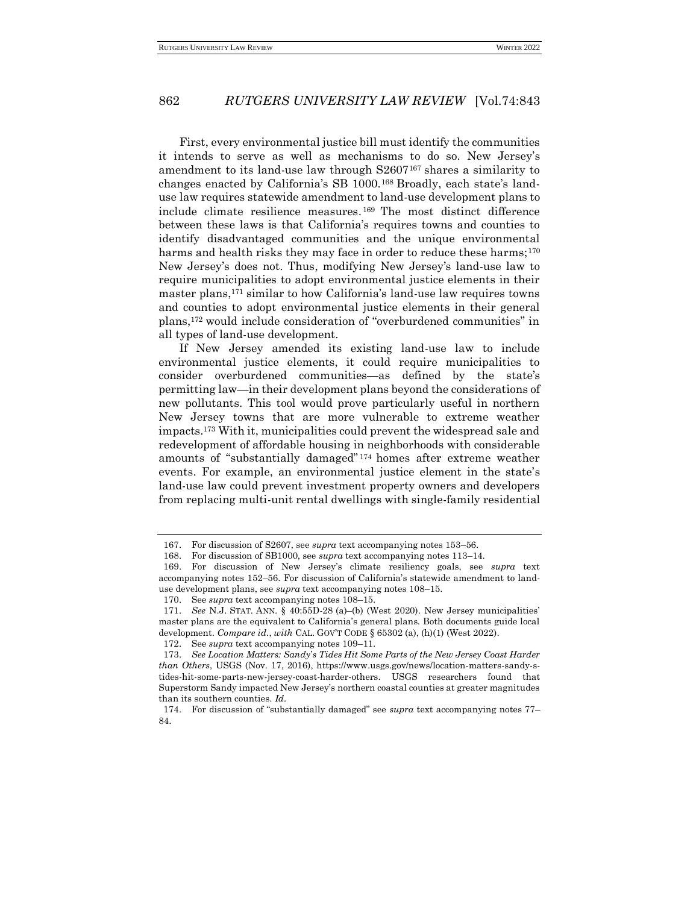First, every environmental justice bill must identify the communities it intends to serve as well as mechanisms to do so. New Jersey's amendment to its land-use law through S2607[167] shares a similarity to changes enacted by California's SB 1000.[168] Broadly, each state's land-use law requires statewide amendment to land-use development plans to include climate resilience measures.[169] The most distinct difference between these laws is that California's requires towns and counties to identify disadvantaged communities and the unique environmental harms and health risks they may face in order to reduce these harms;[170] New Jersey's does not. Thus, modifying New Jersey's land-use law to require municipalities to adopt environmental justice elements in their master plans,[171] similar to how California's land-use law requires towns and counties to adopt environmental justice elements in their general plans,[172] would include consideration of "overburdened communities" in all types of land-use development.

If New Jersey amended its existing land-use law to include environmental justice elements, it could require municipalities to consider overburdened communities—as defined by the state's permitting law—in their development plans beyond the considerations of new pollutants. This tool would prove particularly useful in northern New Jersey towns that are more vulnerable to extreme weather impacts.[173] With it, municipalities could prevent the widespread sale and redevelopment of affordable housing in neighborhoods with considerable amounts of "substantially damaged"[174] homes after extreme weather events. For example, an environmental justice element in the state's land-use law could prevent investment property owners and developers from replacing multi-unit rental dwellings with single-family residential

---

167. For discussion of S2607, see *supra* text accompanying notes 153–56.

168. For discussion of SB1000, see *supra* text accompanying notes 113–14.

169. For discussion of New Jersey's climate resiliency goals, see *supra* text accompanying notes 152–56. For discussion of California's statewide amendment to land-use development plans, see *supra* text accompanying notes 108–15.

170. See *supra* text accompanying notes 108–15.

171. *See* N.J. STAT. ANN. § 40:55D-28 (a)–(b) (West 2020). New Jersey municipalities' master plans are the equivalent to California's general plans. Both documents guide local development. *Compare id.*, *with* CAL. GOV'T CODE § 65302 (a), (h)(1) (West 2022).

172. See *supra* text accompanying notes 109–11.

173. *See Location Matters: Sandy's Tides Hit Some Parts of the New Jersey Coast Harder than Others*, USGS (Nov. 17, 2016), https://www.usgs.gov/news/location-matters-sandy-s-tides-hit-some-parts-new-jersey-coast-harder-others. USGS researchers found that Superstorm Sandy impacted New Jersey's northern coastal counties at greater magnitudes than its southern counties. *Id.*

174. For discussion of "substantially damaged" see *supra* text accompanying notes 77–84.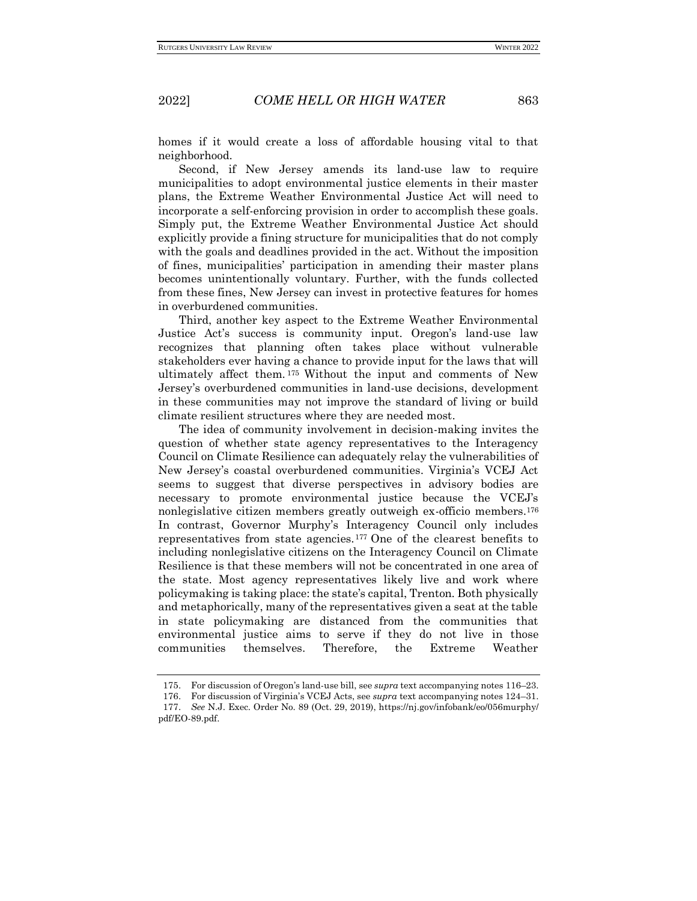homes if it would create a loss of affordable housing vital to that neighborhood.

Second, if New Jersey amends its land-use law to require municipalities to adopt environmental justice elements in their master plans, the Extreme Weather Environmental Justice Act will need to incorporate a self-enforcing provision in order to accomplish these goals. Simply put, the Extreme Weather Environmental Justice Act should explicitly provide a fining structure for municipalities that do not comply with the goals and deadlines provided in the act. Without the imposition of fines, municipalities' participation in amending their master plans becomes unintentionally voluntary. Further, with the funds collected from these fines, New Jersey can invest in protective features for homes in overburdened communities.

Third, another key aspect to the Extreme Weather Environmental Justice Act's success is community input. Oregon's land-use law recognizes that planning often takes place without vulnerable stakeholders ever having a chance to provide input for the laws that will ultimately affect them.[175] Without the input and comments of New Jersey's overburdened communities in land-use decisions, development in these communities may not improve the standard of living or build climate resilient structures where they are needed most.

The idea of community involvement in decision-making invites the question of whether state agency representatives to the Interagency Council on Climate Resilience can adequately relay the vulnerabilities of New Jersey's coastal overburdened communities. Virginia's VCEJ Act seems to suggest that diverse perspectives in advisory bodies are necessary to promote environmental justice because the VCEJ's nonlegislative citizen members greatly outweigh ex-officio members.[176] In contrast, Governor Murphy's Interagency Council only includes representatives from state agencies.[177] One of the clearest benefits to including nonlegislative citizens on the Interagency Council on Climate Resilience is that these members will not be concentrated in one area of the state. Most agency representatives likely live and work where policymaking is taking place: the state's capital, Trenton. Both physically and metaphorically, many of the representatives given a seat at the table in state policymaking are distanced from the communities that environmental justice aims to serve if they do not live in those communities themselves. Therefore, the Extreme Weather

---

175. For discussion of Oregon's land-use bill, see *supra* text accompanying notes 116–23.

176. For discussion of Virginia's VCEJ Acts, see *supra* text accompanying notes 124–31.

177. *See* N.J. Exec. Order No. 89 (Oct. 29, 2019), https://nj.gov/infobank/eo/056murphy/pdf/EO-89.pdf.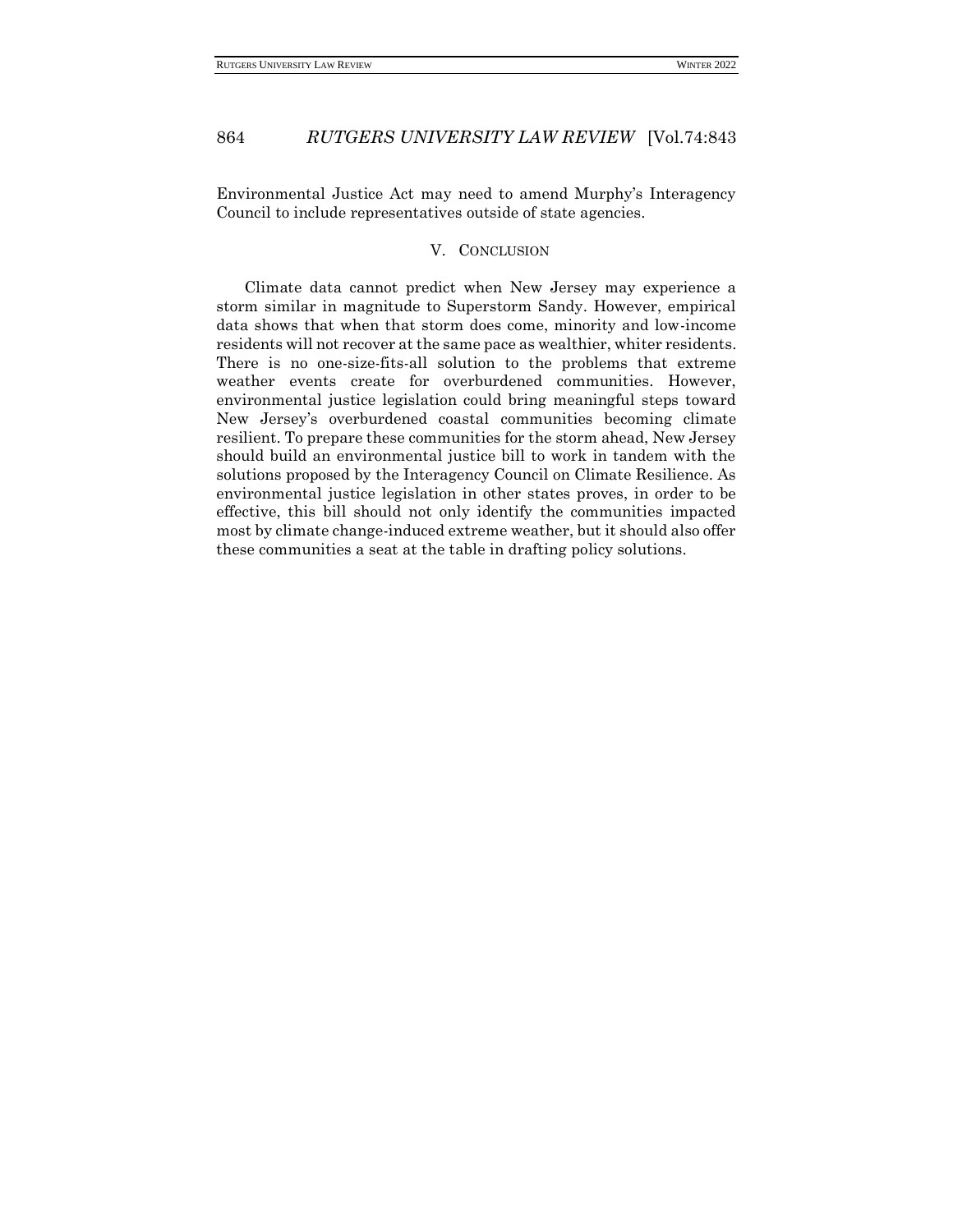Environmental Justice Act may need to amend Murphy's Interagency Council to include representatives outside of state agencies.

## V. CONCLUSION

Climate data cannot predict when New Jersey may experience a storm similar in magnitude to Superstorm Sandy. However, empirical data shows that when that storm does come, minority and low-income residents will not recover at the same pace as wealthier, whiter residents. There is no one-size-fits-all solution to the problems that extreme weather events create for overburdened communities. However, environmental justice legislation could bring meaningful steps toward New Jersey's overburdened coastal communities becoming climate resilient. To prepare these communities for the storm ahead, New Jersey should build an environmental justice bill to work in tandem with the solutions proposed by the Interagency Council on Climate Resilience. As environmental justice legislation in other states proves, in order to be effective, this bill should not only identify the communities impacted most by climate change-induced extreme weather, but it should also offer these communities a seat at the table in drafting policy solutions.